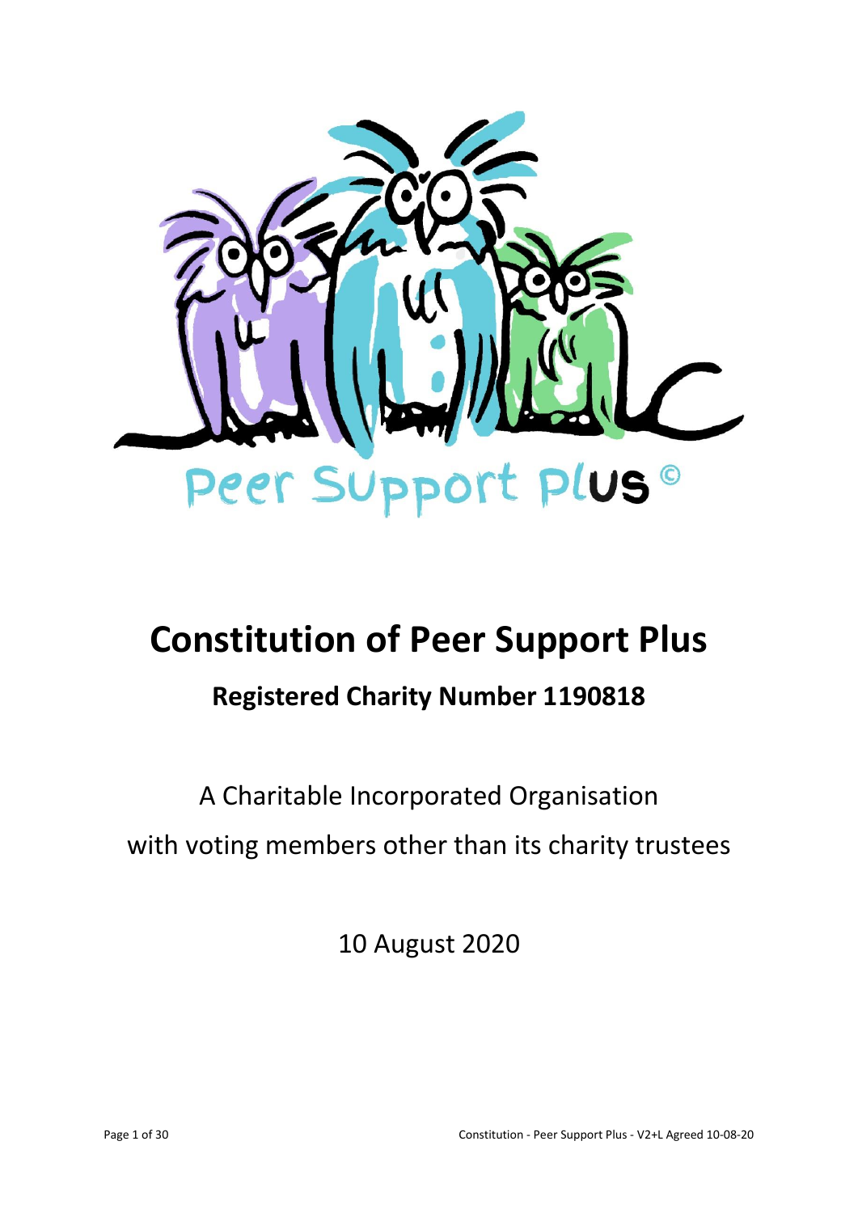# Constitution of Peer Support Plus

## Registered Charity Number 1190818

A Charitable Incorporated Organisation

with voting members other than its charity trustees

10 August 2020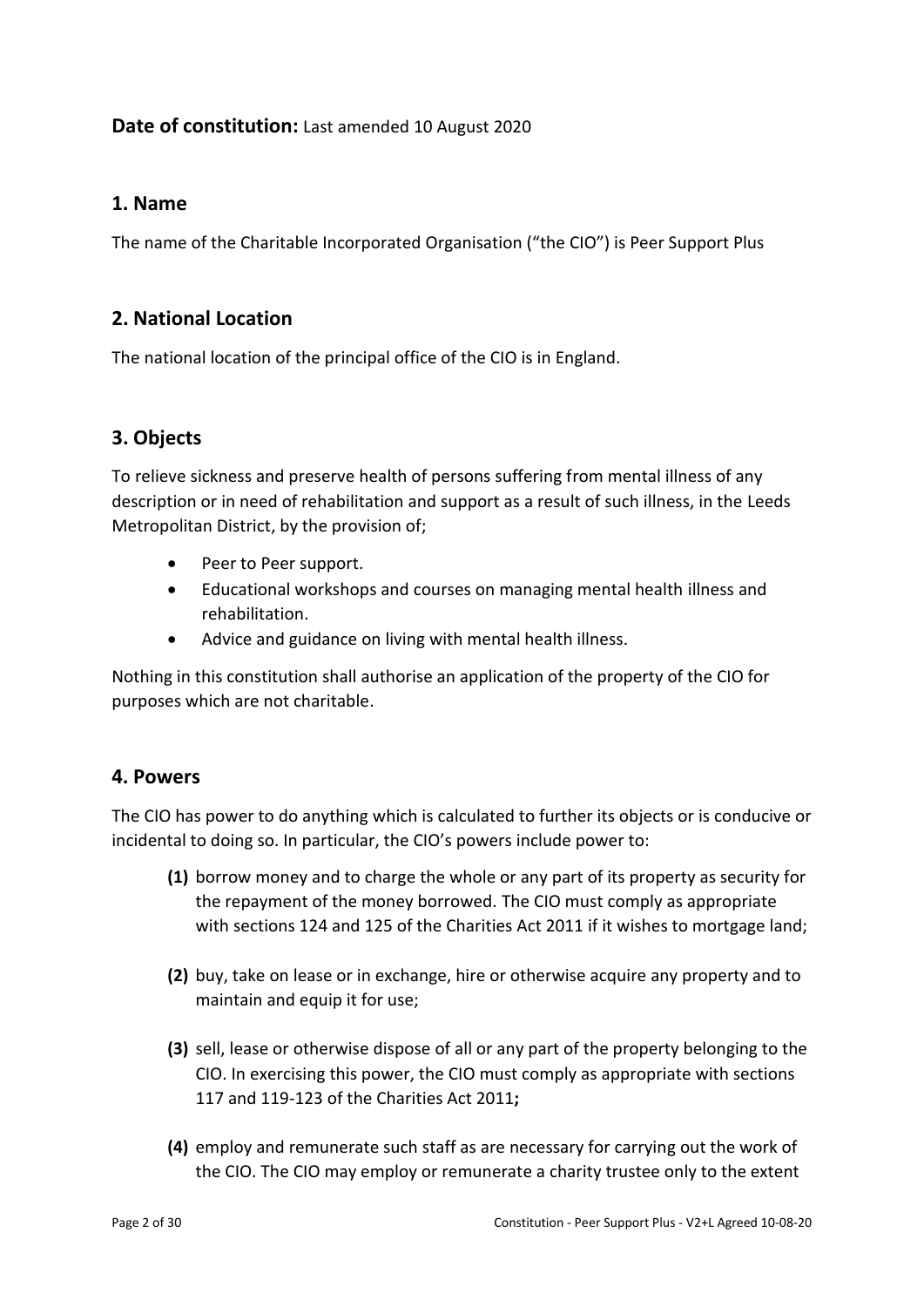**Date of constitution:** Last amended 10 August 2020

## 1. Name

The name of the Charitable Incorporated Organisation ("the CIO") is Peer Support Plus

## 2. National Location

The national location of the principal office of the CIO is in England.

## 3. Objects

To relieve sickness and preserve health of persons suffering from mental illness of any description or in need of rehabilitation and support as a result of such illness, in the Leeds Metropolitan District, by the provision of;

- Peer to Peer support.
- Educational workshops and courses on managing mental health illness and rehabilitation.
- Advice and guidance on living with mental health illness.

Nothing in this constitution shall authorise an application of the property of the CIO for purposes which are not charitable.

## 4. Powers

The CIO has power to do anything which is calculated to further its objects or is conducive or incidental to doing so. In particular, the CIO's powers include power to:

**(1)** borrow money and to charge the whole or any part of its property as security for the repayment of the money borrowed. The CIO must comply as appropriate with sections 124 and 125 of the Charities Act 2011 if it wishes to mortgage land;

**(2)** buy, take on lease or in exchange, hire or otherwise acquire any property and to maintain and equip it for use;

**(3)** sell, lease or otherwise dispose of all or any part of the property belonging to the CIO. In exercising this power, the CIO must comply as appropriate with sections 117 and 119-123 of the Charities Act 2011**;**

**(4)** employ and remunerate such staff as are necessary for carrying out the work of the CIO. The CIO may employ or remunerate a charity trustee only to the extent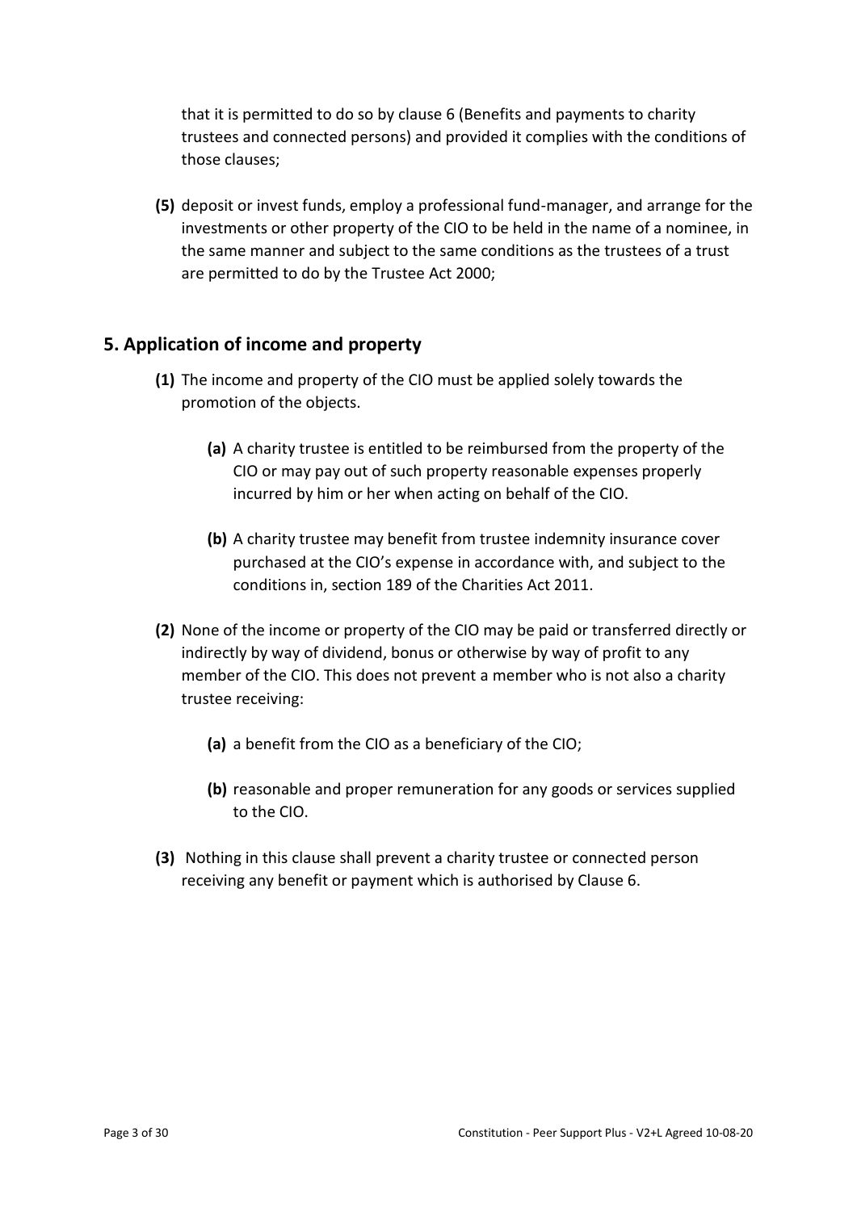that it is permitted to do so by clause 6 (Benefits and payments to charity trustees and connected persons) and provided it complies with the conditions of those clauses;

**(5)** deposit or invest funds, employ a professional fund-manager, and arrange for the investments or other property of the CIO to be held in the name of a nominee, in the same manner and subject to the same conditions as the trustees of a trust are permitted to do by the Trustee Act 2000;

## 5. Application of income and property

**(1)** The income and property of the CIO must be applied solely towards the promotion of the objects.

**(a)** A charity trustee is entitled to be reimbursed from the property of the CIO or may pay out of such property reasonable expenses properly incurred by him or her when acting on behalf of the CIO.

**(b)** A charity trustee may benefit from trustee indemnity insurance cover purchased at the CIO's expense in accordance with, and subject to the conditions in, section 189 of the Charities Act 2011.

**(2)** None of the income or property of the CIO may be paid or transferred directly or indirectly by way of dividend, bonus or otherwise by way of profit to any member of the CIO. This does not prevent a member who is not also a charity trustee receiving:

**(a)** a benefit from the CIO as a beneficiary of the CIO;

**(b)** reasonable and proper remuneration for any goods or services supplied to the CIO.

**(3)** Nothing in this clause shall prevent a charity trustee or connected person receiving any benefit or payment which is authorised by Clause 6.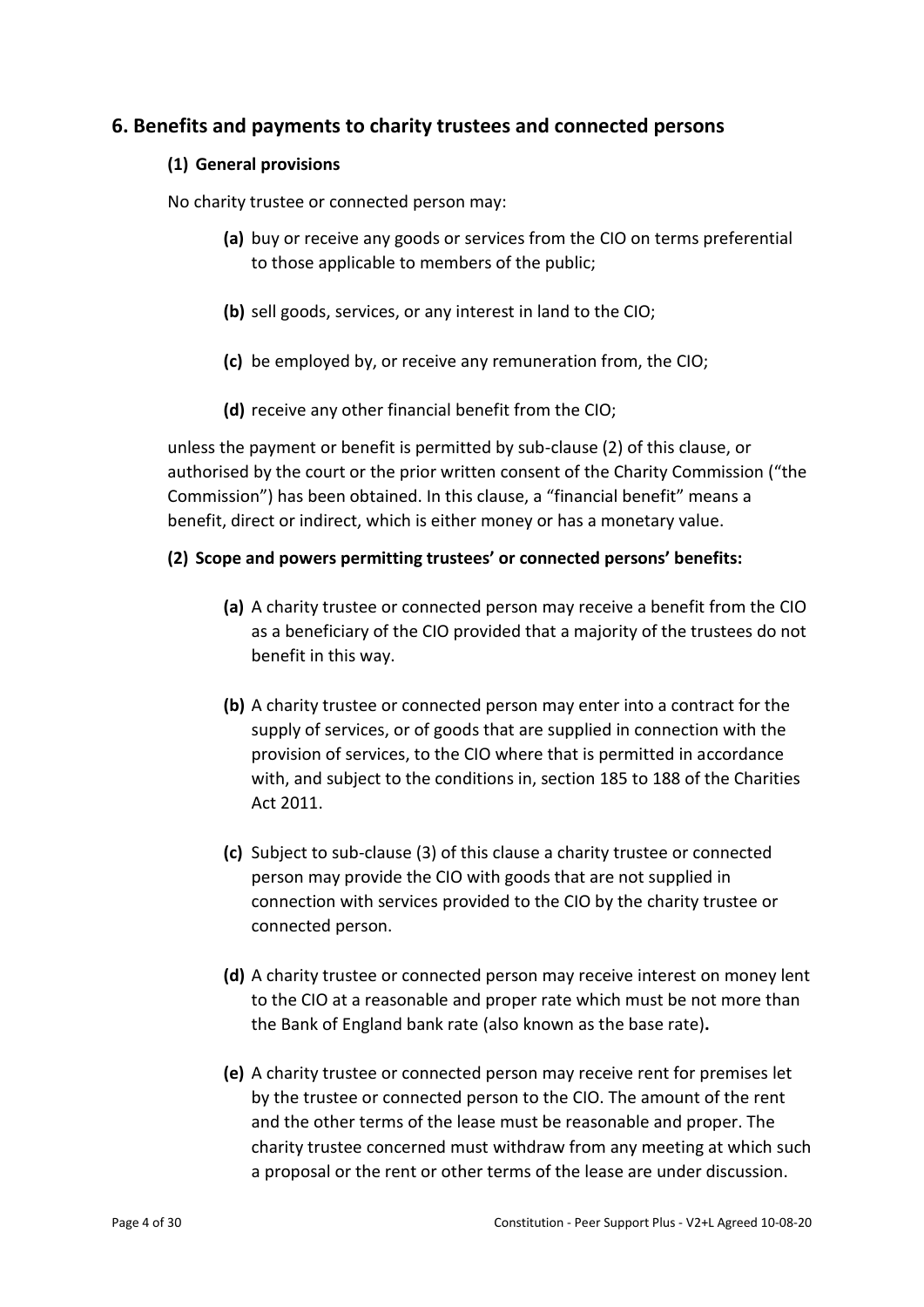## 6. Benefits and payments to charity trustees and connected persons

### (1) General provisions

No charity trustee or connected person may:

- **(a)** buy or receive any goods or services from the CIO on terms preferential to those applicable to members of the public;
- **(b)** sell goods, services, or any interest in land to the CIO;
- **(c)** be employed by, or receive any remuneration from, the CIO;
- **(d)** receive any other financial benefit from the CIO;

unless the payment or benefit is permitted by sub-clause (2) of this clause, or authorised by the court or the prior written consent of the Charity Commission ("the Commission") has been obtained. In this clause, a "financial benefit" means a benefit, direct or indirect, which is either money or has a monetary value.

### (2) Scope and powers permitting trustees' or connected persons' benefits:

- **(a)** A charity trustee or connected person may receive a benefit from the CIO as a beneficiary of the CIO provided that a majority of the trustees do not benefit in this way.
- **(b)** A charity trustee or connected person may enter into a contract for the supply of services, or of goods that are supplied in connection with the provision of services, to the CIO where that is permitted in accordance with, and subject to the conditions in, section 185 to 188 of the Charities Act 2011.
- **(c)** Subject to sub-clause (3) of this clause a charity trustee or connected person may provide the CIO with goods that are not supplied in connection with services provided to the CIO by the charity trustee or connected person.
- **(d)** A charity trustee or connected person may receive interest on money lent to the CIO at a reasonable and proper rate which must be not more than the Bank of England bank rate (also known as the base rate)**.**
- **(e)** A charity trustee or connected person may receive rent for premises let by the trustee or connected person to the CIO. The amount of the rent and the other terms of the lease must be reasonable and proper. The charity trustee concerned must withdraw from any meeting at which such a proposal or the rent or other terms of the lease are under discussion.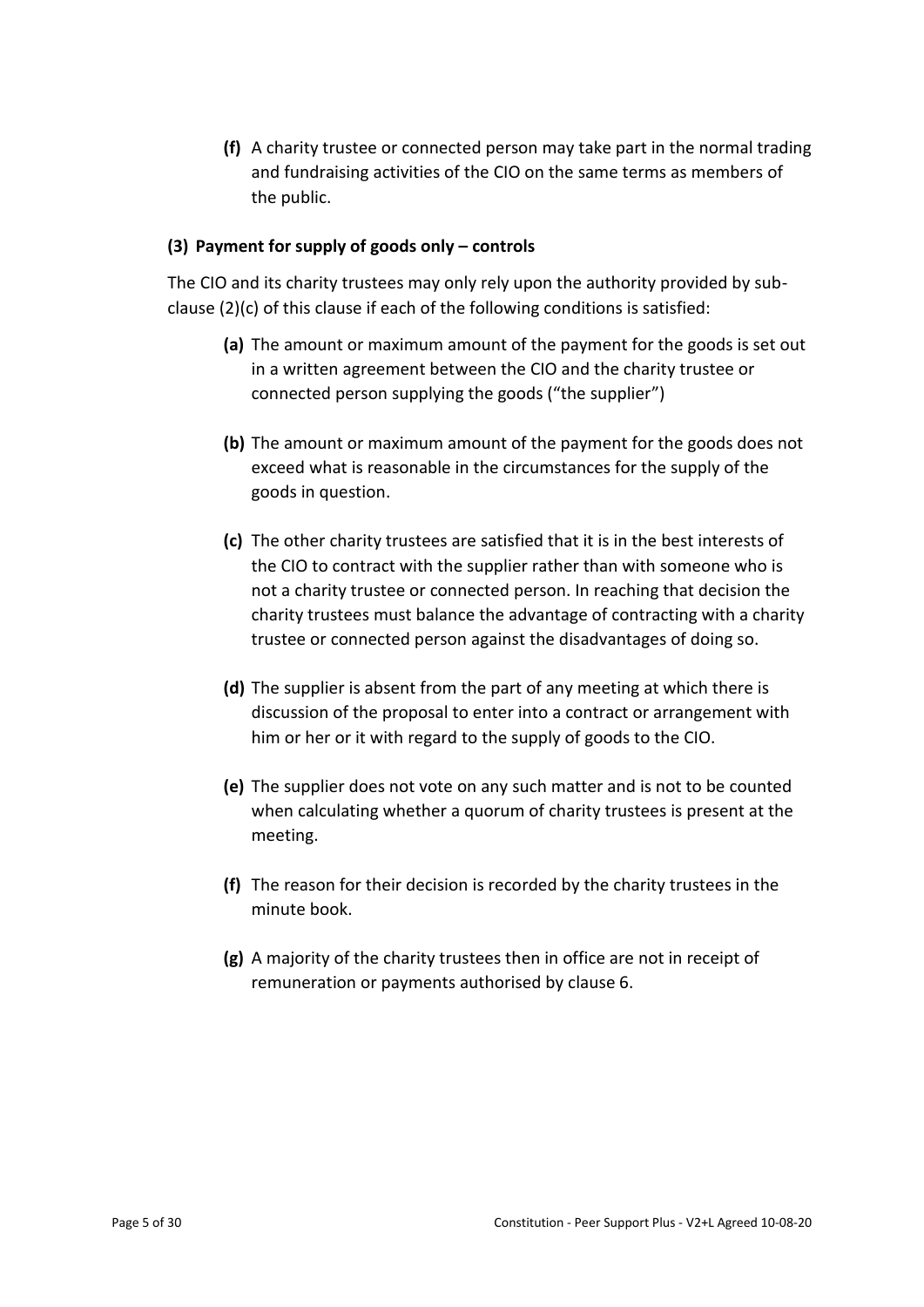**(f)** A charity trustee or connected person may take part in the normal trading and fundraising activities of the CIO on the same terms as members of the public.

**(3) Payment for supply of goods only – controls**

The CIO and its charity trustees may only rely upon the authority provided by sub-clause (2)(c) of this clause if each of the following conditions is satisfied:

**(a)** The amount or maximum amount of the payment for the goods is set out in a written agreement between the CIO and the charity trustee or connected person supplying the goods ("the supplier")

**(b)** The amount or maximum amount of the payment for the goods does not exceed what is reasonable in the circumstances for the supply of the goods in question.

**(c)** The other charity trustees are satisfied that it is in the best interests of the CIO to contract with the supplier rather than with someone who is not a charity trustee or connected person. In reaching that decision the charity trustees must balance the advantage of contracting with a charity trustee or connected person against the disadvantages of doing so.

**(d)** The supplier is absent from the part of any meeting at which there is discussion of the proposal to enter into a contract or arrangement with him or her or it with regard to the supply of goods to the CIO.

**(e)** The supplier does not vote on any such matter and is not to be counted when calculating whether a quorum of charity trustees is present at the meeting.

**(f)** The reason for their decision is recorded by the charity trustees in the minute book.

**(g)** A majority of the charity trustees then in office are not in receipt of remuneration or payments authorised by clause 6.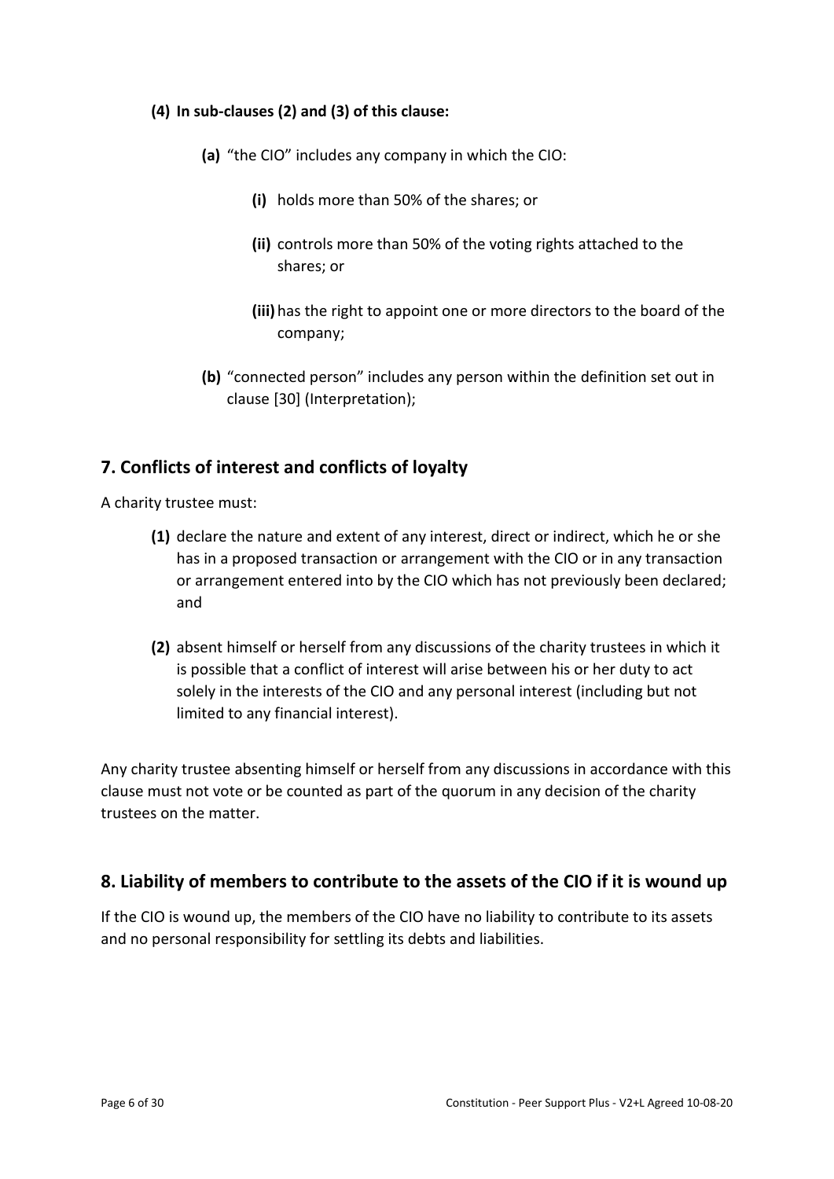**(4) In sub-clauses (2) and (3) of this clause:**

- **(a)** “the CIO” includes any company in which the CIO:
  - **(i)** holds more than 50% of the shares; or
  - **(ii)** controls more than 50% of the voting rights attached to the shares; or
  - **(iii)** has the right to appoint one or more directors to the board of the company;
- **(b)** “connected person” includes any person within the definition set out in clause [30] (Interpretation);

## 7. Conflicts of interest and conflicts of loyalty

A charity trustee must:

- **(1)** declare the nature and extent of any interest, direct or indirect, which he or she has in a proposed transaction or arrangement with the CIO or in any transaction or arrangement entered into by the CIO which has not previously been declared; and
- **(2)** absent himself or herself from any discussions of the charity trustees in which it is possible that a conflict of interest will arise between his or her duty to act solely in the interests of the CIO and any personal interest (including but not limited to any financial interest).

Any charity trustee absenting himself or herself from any discussions in accordance with this clause must not vote or be counted as part of the quorum in any decision of the charity trustees on the matter.

## 8. Liability of members to contribute to the assets of the CIO if it is wound up

If the CIO is wound up, the members of the CIO have no liability to contribute to its assets and no personal responsibility for settling its debts and liabilities.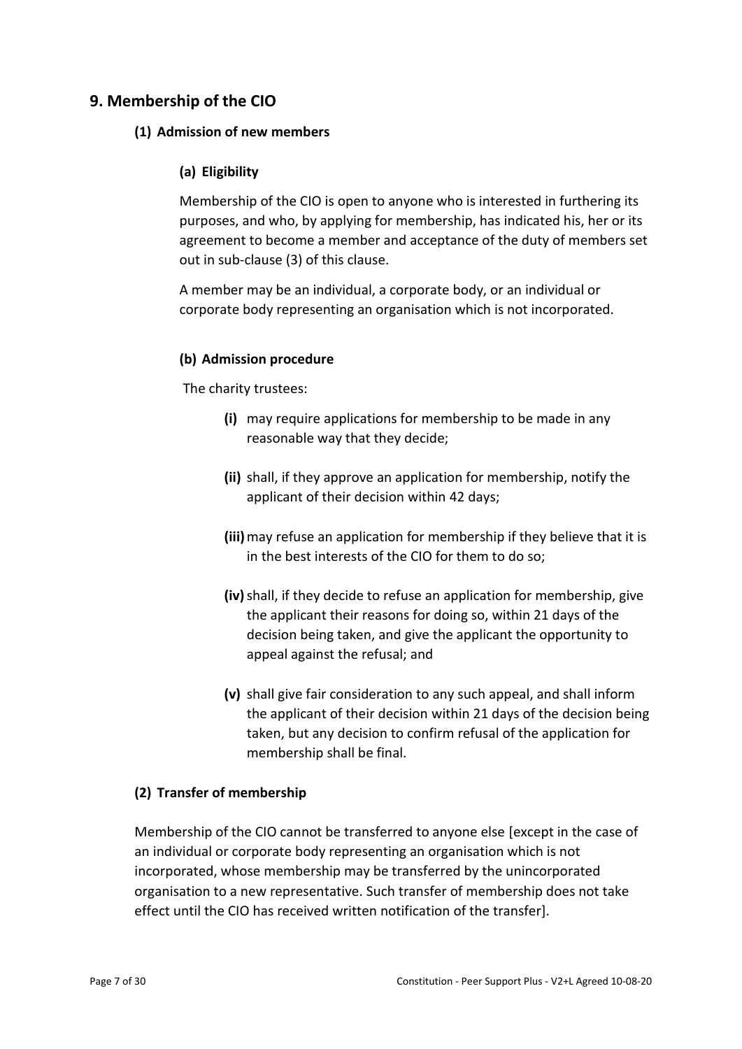## 9. Membership of the CIO

### (1) Admission of new members

#### (a) Eligibility

Membership of the CIO is open to anyone who is interested in furthering its purposes, and who, by applying for membership, has indicated his, her or its agreement to become a member and acceptance of the duty of members set out in sub-clause (3) of this clause.

A member may be an individual, a corporate body, or an individual or corporate body representing an organisation which is not incorporated.

#### (b) Admission procedure

The charity trustees:

- **(i)** may require applications for membership to be made in any reasonable way that they decide;
- **(ii)** shall, if they approve an application for membership, notify the applicant of their decision within 42 days;
- **(iii)** may refuse an application for membership if they believe that it is in the best interests of the CIO for them to do so;
- **(iv)** shall, if they decide to refuse an application for membership, give the applicant their reasons for doing so, within 21 days of the decision being taken, and give the applicant the opportunity to appeal against the refusal; and
- **(v)** shall give fair consideration to any such appeal, and shall inform the applicant of their decision within 21 days of the decision being taken, but any decision to confirm refusal of the application for membership shall be final.

### (2) Transfer of membership

Membership of the CIO cannot be transferred to anyone else [except in the case of an individual or corporate body representing an organisation which is not incorporated, whose membership may be transferred by the unincorporated organisation to a new representative. Such transfer of membership does not take effect until the CIO has received written notification of the transfer].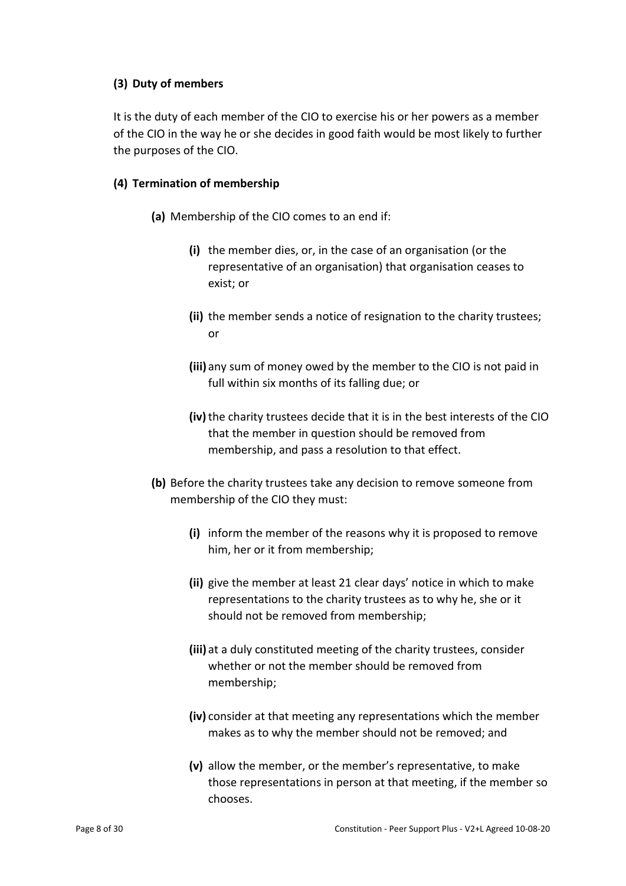**(3) Duty of members**

It is the duty of each member of the CIO to exercise his or her powers as a member of the CIO in the way he or she decides in good faith would be most likely to further the purposes of the CIO.

**(4) Termination of membership**

**(a)** Membership of the CIO comes to an end if:

**(i)** the member dies, or, in the case of an organisation (or the representative of an organisation) that organisation ceases to exist; or

**(ii)** the member sends a notice of resignation to the charity trustees; or

**(iii)** any sum of money owed by the member to the CIO is not paid in full within six months of its falling due; or

**(iv)** the charity trustees decide that it is in the best interests of the CIO that the member in question should be removed from membership, and pass a resolution to that effect.

**(b)** Before the charity trustees take any decision to remove someone from membership of the CIO they must:

**(i)** inform the member of the reasons why it is proposed to remove him, her or it from membership;

**(ii)** give the member at least 21 clear days' notice in which to make representations to the charity trustees as to why he, she or it should not be removed from membership;

**(iii)** at a duly constituted meeting of the charity trustees, consider whether or not the member should be removed from membership;

**(iv)** consider at that meeting any representations which the member makes as to why the member should not be removed; and

**(v)** allow the member, or the member's representative, to make those representations in person at that meeting, if the member so chooses.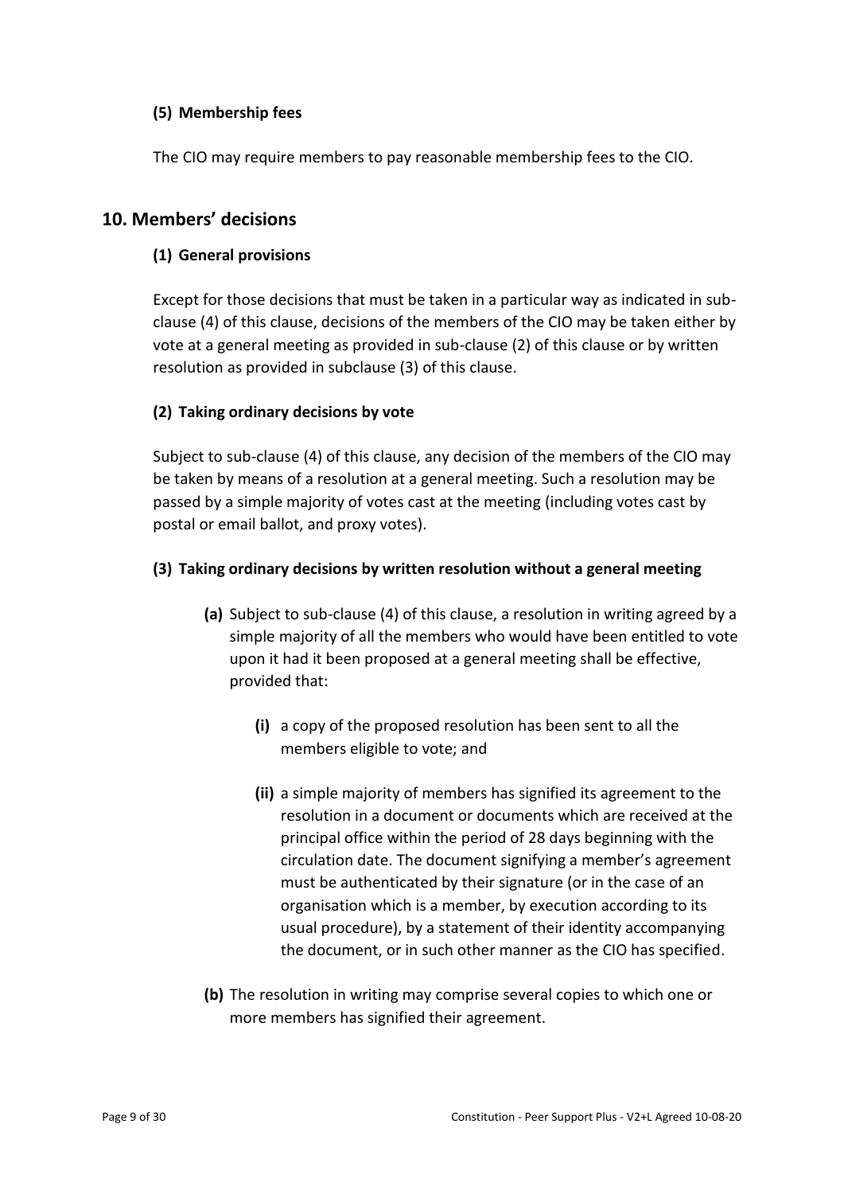#### (5) Membership fees

The CIO may require members to pay reasonable membership fees to the CIO.

## 10. Members' decisions

#### (1) General provisions

Except for those decisions that must be taken in a particular way as indicated in sub-clause (4) of this clause, decisions of the members of the CIO may be taken either by vote at a general meeting as provided in sub-clause (2) of this clause or by written resolution as provided in subclause (3) of this clause.

#### (2) Taking ordinary decisions by vote

Subject to sub-clause (4) of this clause, any decision of the members of the CIO may be taken by means of a resolution at a general meeting. Such a resolution may be passed by a simple majority of votes cast at the meeting (including votes cast by postal or email ballot, and proxy votes).

#### (3) Taking ordinary decisions by written resolution without a general meeting

- **(a)** Subject to sub-clause (4) of this clause, a resolution in writing agreed by a simple majority of all the members who would have been entitled to vote upon it had it been proposed at a general meeting shall be effective, provided that:
  - **(i)** a copy of the proposed resolution has been sent to all the members eligible to vote; and
  - **(ii)** a simple majority of members has signified its agreement to the resolution in a document or documents which are received at the principal office within the period of 28 days beginning with the circulation date. The document signifying a member's agreement must be authenticated by their signature (or in the case of an organisation which is a member, by execution according to its usual procedure), by a statement of their identity accompanying the document, or in such other manner as the CIO has specified.
- **(b)** The resolution in writing may comprise several copies to which one or more members has signified their agreement.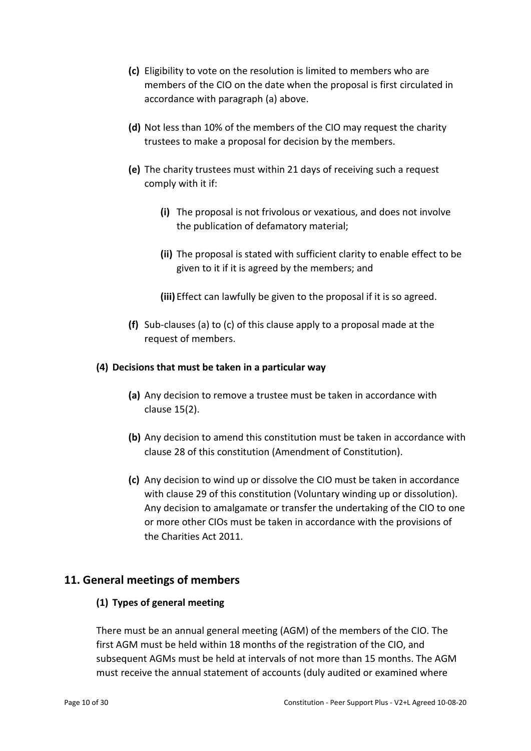**(c)** Eligibility to vote on the resolution is limited to members who are members of the CIO on the date when the proposal is first circulated in accordance with paragraph (a) above.

**(d)** Not less than 10% of the members of the CIO may request the charity trustees to make a proposal for decision by the members.

**(e)** The charity trustees must within 21 days of receiving such a request comply with it if:

**(i)** The proposal is not frivolous or vexatious, and does not involve the publication of defamatory material;

**(ii)** The proposal is stated with sufficient clarity to enable effect to be given to it if it is agreed by the members; and

**(iii)** Effect can lawfully be given to the proposal if it is so agreed.

**(f)** Sub-clauses (a) to (c) of this clause apply to a proposal made at the request of members.

**(4) Decisions that must be taken in a particular way**

**(a)** Any decision to remove a trustee must be taken in accordance with clause 15(2).

**(b)** Any decision to amend this constitution must be taken in accordance with clause 28 of this constitution (Amendment of Constitution).

**(c)** Any decision to wind up or dissolve the CIO must be taken in accordance with clause 29 of this constitution (Voluntary winding up or dissolution). Any decision to amalgamate or transfer the undertaking of the CIO to one or more other CIOs must be taken in accordance with the provisions of the Charities Act 2011.

## 11. General meetings of members

**(1) Types of general meeting**

There must be an annual general meeting (AGM) of the members of the CIO. The first AGM must be held within 18 months of the registration of the CIO, and subsequent AGMs must be held at intervals of not more than 15 months. The AGM must receive the annual statement of accounts (duly audited or examined where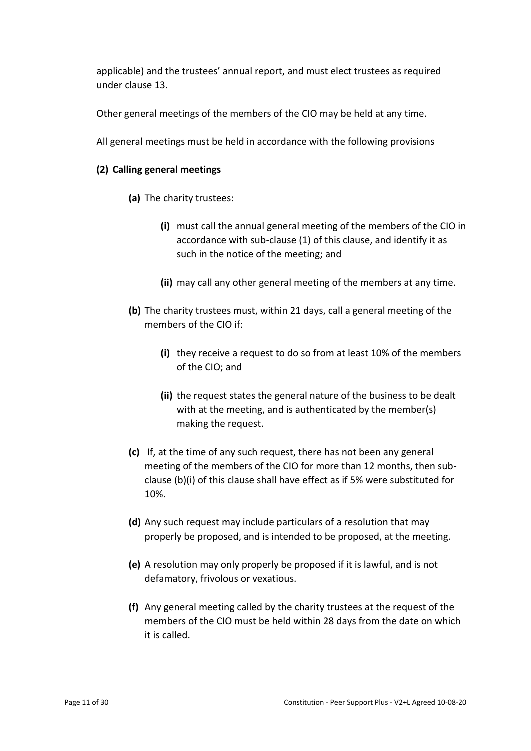applicable) and the trustees' annual report, and must elect trustees as required under clause 13.

Other general meetings of the members of the CIO may be held at any time.

All general meetings must be held in accordance with the following provisions

**(2) Calling general meetings**

- **(a)** The charity trustees:
  - **(i)** must call the annual general meeting of the members of the CIO in accordance with sub-clause (1) of this clause, and identify it as such in the notice of the meeting; and
  - **(ii)** may call any other general meeting of the members at any time.
- **(b)** The charity trustees must, within 21 days, call a general meeting of the members of the CIO if:
  - **(i)** they receive a request to do so from at least 10% of the members of the CIO; and
  - **(ii)** the request states the general nature of the business to be dealt with at the meeting, and is authenticated by the member(s) making the request.
- **(c)** If, at the time of any such request, there has not been any general meeting of the members of the CIO for more than 12 months, then sub-clause (b)(i) of this clause shall have effect as if 5% were substituted for 10%.
- **(d)** Any such request may include particulars of a resolution that may properly be proposed, and is intended to be proposed, at the meeting.
- **(e)** A resolution may only properly be proposed if it is lawful, and is not defamatory, frivolous or vexatious.
- **(f)** Any general meeting called by the charity trustees at the request of the members of the CIO must be held within 28 days from the date on which it is called.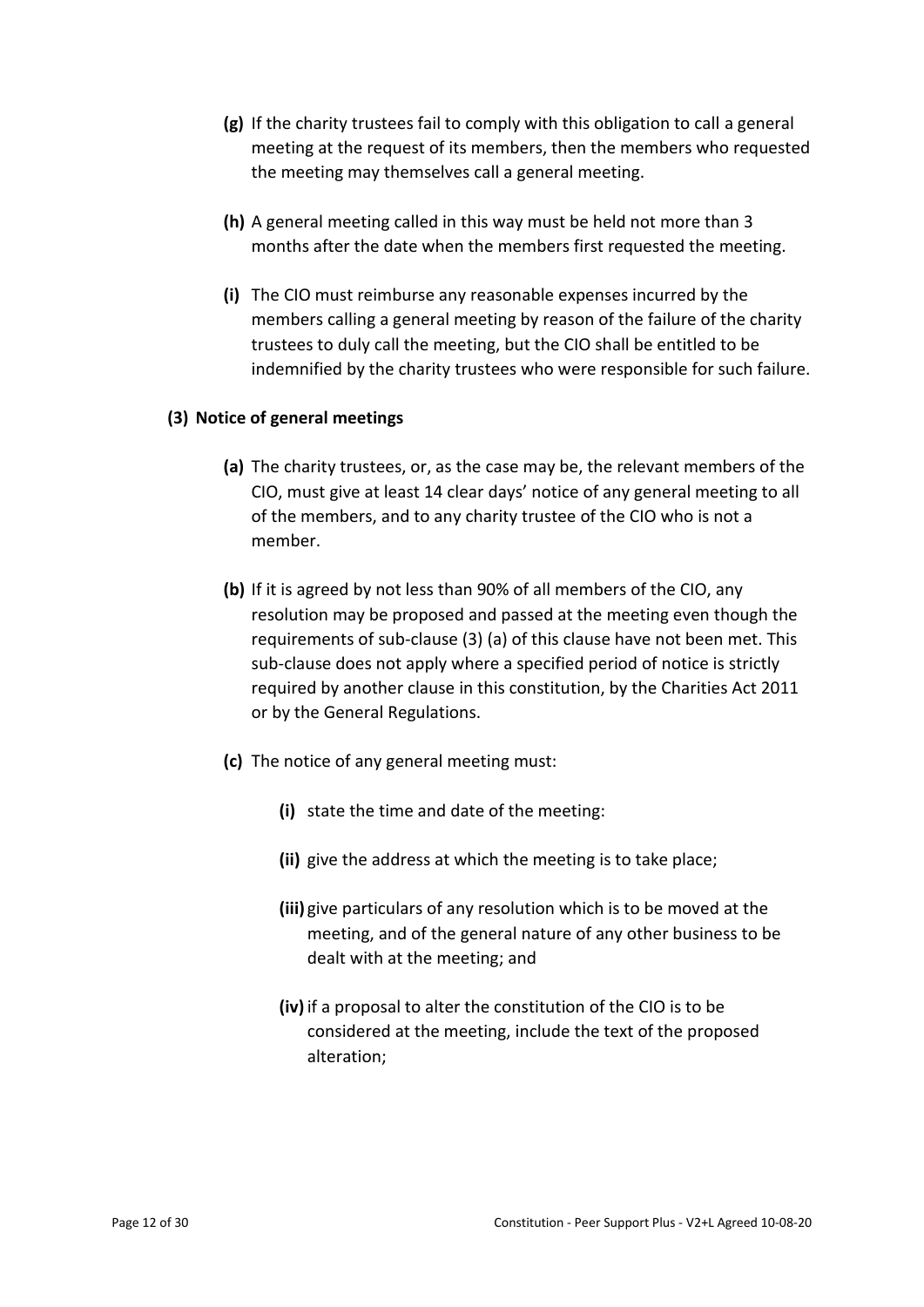**(g)** If the charity trustees fail to comply with this obligation to call a general meeting at the request of its members, then the members who requested the meeting may themselves call a general meeting.

**(h)** A general meeting called in this way must be held not more than 3 months after the date when the members first requested the meeting.

**(i)** The CIO must reimburse any reasonable expenses incurred by the members calling a general meeting by reason of the failure of the charity trustees to duly call the meeting, but the CIO shall be entitled to be indemnified by the charity trustees who were responsible for such failure.

**(3) Notice of general meetings**

**(a)** The charity trustees, or, as the case may be, the relevant members of the CIO, must give at least 14 clear days' notice of any general meeting to all of the members, and to any charity trustee of the CIO who is not a member.

**(b)** If it is agreed by not less than 90% of all members of the CIO, any resolution may be proposed and passed at the meeting even though the requirements of sub-clause (3) (a) of this clause have not been met. This sub-clause does not apply where a specified period of notice is strictly required by another clause in this constitution, by the Charities Act 2011 or by the General Regulations.

**(c)** The notice of any general meeting must:

**(i)** state the time and date of the meeting:

**(ii)** give the address at which the meeting is to take place;

**(iii)** give particulars of any resolution which is to be moved at the meeting, and of the general nature of any other business to be dealt with at the meeting; and

**(iv)** if a proposal to alter the constitution of the CIO is to be considered at the meeting, include the text of the proposed alteration;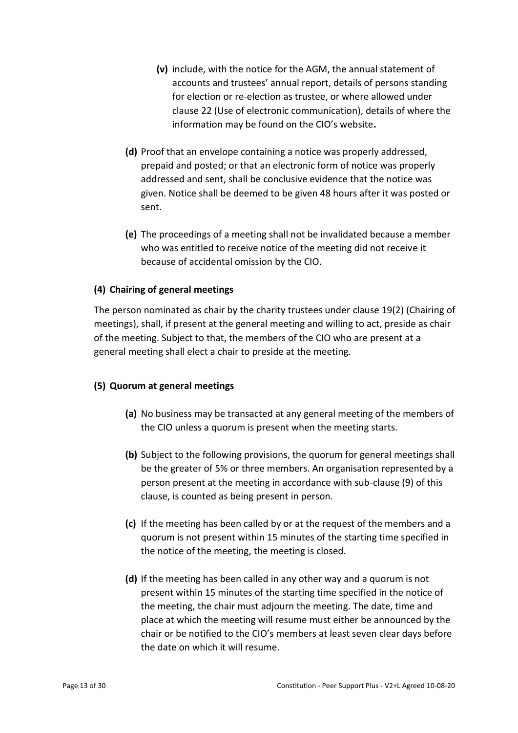- **(v)** include, with the notice for the AGM, the annual statement of accounts and trustees' annual report, details of persons standing for election or re-election as trustee, or where allowed under clause 22 (Use of electronic communication), details of where the information may be found on the CIO's website**.**

**(d)** Proof that an envelope containing a notice was properly addressed, prepaid and posted; or that an electronic form of notice was properly addressed and sent, shall be conclusive evidence that the notice was given. Notice shall be deemed to be given 48 hours after it was posted or sent.

**(e)** The proceedings of a meeting shall not be invalidated because a member who was entitled to receive notice of the meeting did not receive it because of accidental omission by the CIO.

### (4) Chairing of general meetings

The person nominated as chair by the charity trustees under clause 19(2) (Chairing of meetings), shall, if present at the general meeting and willing to act, preside as chair of the meeting. Subject to that, the members of the CIO who are present at a general meeting shall elect a chair to preside at the meeting.

### (5) Quorum at general meetings

**(a)** No business may be transacted at any general meeting of the members of the CIO unless a quorum is present when the meeting starts.

**(b)** Subject to the following provisions, the quorum for general meetings shall be the greater of 5% or three members. An organisation represented by a person present at the meeting in accordance with sub-clause (9) of this clause, is counted as being present in person.

**(c)** If the meeting has been called by or at the request of the members and a quorum is not present within 15 minutes of the starting time specified in the notice of the meeting, the meeting is closed.

**(d)** If the meeting has been called in any other way and a quorum is not present within 15 minutes of the starting time specified in the notice of the meeting, the chair must adjourn the meeting. The date, time and place at which the meeting will resume must either be announced by the chair or be notified to the CIO's members at least seven clear days before the date on which it will resume.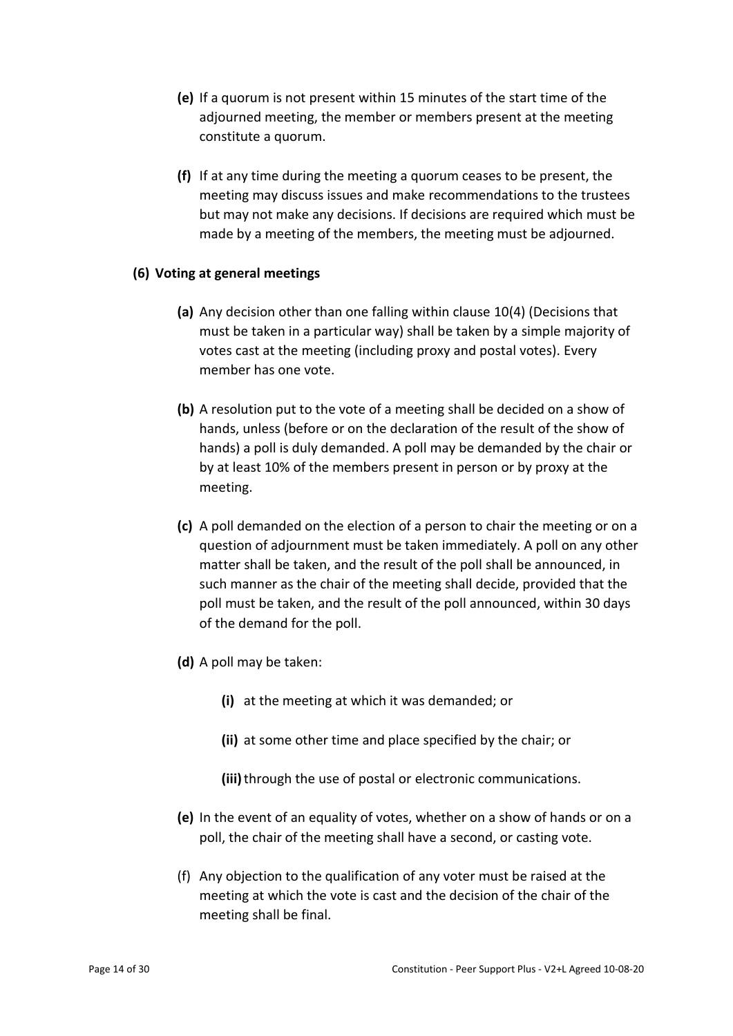**(e)** If a quorum is not present within 15 minutes of the start time of the adjourned meeting, the member or members present at the meeting constitute a quorum.

**(f)** If at any time during the meeting a quorum ceases to be present, the meeting may discuss issues and make recommendations to the trustees but may not make any decisions. If decisions are required which must be made by a meeting of the members, the meeting must be adjourned.

**(6) Voting at general meetings**

**(a)** Any decision other than one falling within clause 10(4) (Decisions that must be taken in a particular way) shall be taken by a simple majority of votes cast at the meeting (including proxy and postal votes). Every member has one vote.

**(b)** A resolution put to the vote of a meeting shall be decided on a show of hands, unless (before or on the declaration of the result of the show of hands) a poll is duly demanded. A poll may be demanded by the chair or by at least 10% of the members present in person or by proxy at the meeting.

**(c)** A poll demanded on the election of a person to chair the meeting or on a question of adjournment must be taken immediately. A poll on any other matter shall be taken, and the result of the poll shall be announced, in such manner as the chair of the meeting shall decide, provided that the poll must be taken, and the result of the poll announced, within 30 days of the demand for the poll.

**(d)** A poll may be taken:

- **(i)** at the meeting at which it was demanded; or
- **(ii)** at some other time and place specified by the chair; or
- **(iii)** through the use of postal or electronic communications.

**(e)** In the event of an equality of votes, whether on a show of hands or on a poll, the chair of the meeting shall have a second, or casting vote.

(f) Any objection to the qualification of any voter must be raised at the meeting at which the vote is cast and the decision of the chair of the meeting shall be final.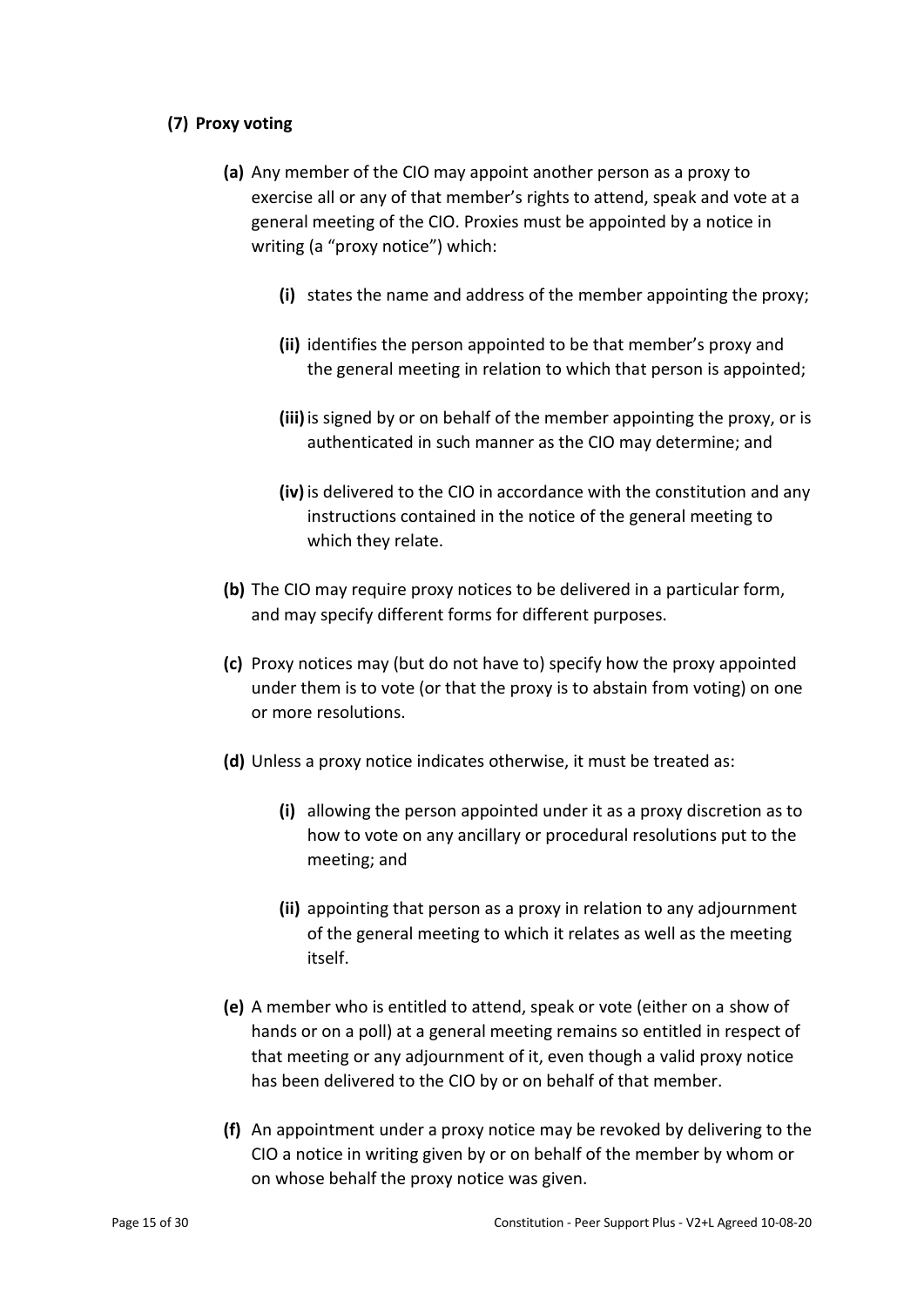**(7) Proxy voting**

**(a)** Any member of the CIO may appoint another person as a proxy to exercise all or any of that member's rights to attend, speak and vote at a general meeting of the CIO. Proxies must be appointed by a notice in writing (a "proxy notice") which:

**(i)** states the name and address of the member appointing the proxy;

**(ii)** identifies the person appointed to be that member's proxy and the general meeting in relation to which that person is appointed;

**(iii)** is signed by or on behalf of the member appointing the proxy, or is authenticated in such manner as the CIO may determine; and

**(iv)** is delivered to the CIO in accordance with the constitution and any instructions contained in the notice of the general meeting to which they relate.

**(b)** The CIO may require proxy notices to be delivered in a particular form, and may specify different forms for different purposes.

**(c)** Proxy notices may (but do not have to) specify how the proxy appointed under them is to vote (or that the proxy is to abstain from voting) on one or more resolutions.

**(d)** Unless a proxy notice indicates otherwise, it must be treated as:

**(i)** allowing the person appointed under it as a proxy discretion as to how to vote on any ancillary or procedural resolutions put to the meeting; and

**(ii)** appointing that person as a proxy in relation to any adjournment of the general meeting to which it relates as well as the meeting itself.

**(e)** A member who is entitled to attend, speak or vote (either on a show of hands or on a poll) at a general meeting remains so entitled in respect of that meeting or any adjournment of it, even though a valid proxy notice has been delivered to the CIO by or on behalf of that member.

**(f)** An appointment under a proxy notice may be revoked by delivering to the CIO a notice in writing given by or on behalf of the member by whom or on whose behalf the proxy notice was given.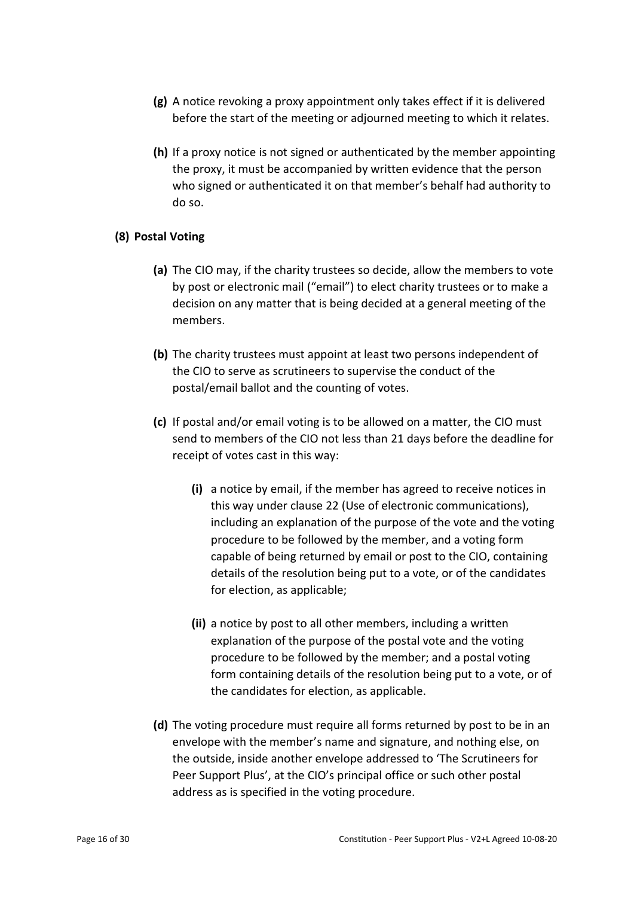**(g)** A notice revoking a proxy appointment only takes effect if it is delivered before the start of the meeting or adjourned meeting to which it relates.

**(h)** If a proxy notice is not signed or authenticated by the member appointing the proxy, it must be accompanied by written evidence that the person who signed or authenticated it on that member's behalf had authority to do so.

**(8) Postal Voting**

**(a)** The CIO may, if the charity trustees so decide, allow the members to vote by post or electronic mail ("email") to elect charity trustees or to make a decision on any matter that is being decided at a general meeting of the members.

**(b)** The charity trustees must appoint at least two persons independent of the CIO to serve as scrutineers to supervise the conduct of the postal/email ballot and the counting of votes.

**(c)** If postal and/or email voting is to be allowed on a matter, the CIO must send to members of the CIO not less than 21 days before the deadline for receipt of votes cast in this way:

**(i)** a notice by email, if the member has agreed to receive notices in this way under clause 22 (Use of electronic communications), including an explanation of the purpose of the vote and the voting procedure to be followed by the member, and a voting form capable of being returned by email or post to the CIO, containing details of the resolution being put to a vote, or of the candidates for election, as applicable;

**(ii)** a notice by post to all other members, including a written explanation of the purpose of the postal vote and the voting procedure to be followed by the member; and a postal voting form containing details of the resolution being put to a vote, or of the candidates for election, as applicable.

**(d)** The voting procedure must require all forms returned by post to be in an envelope with the member's name and signature, and nothing else, on the outside, inside another envelope addressed to 'The Scrutineers for Peer Support Plus', at the CIO's principal office or such other postal address as is specified in the voting procedure.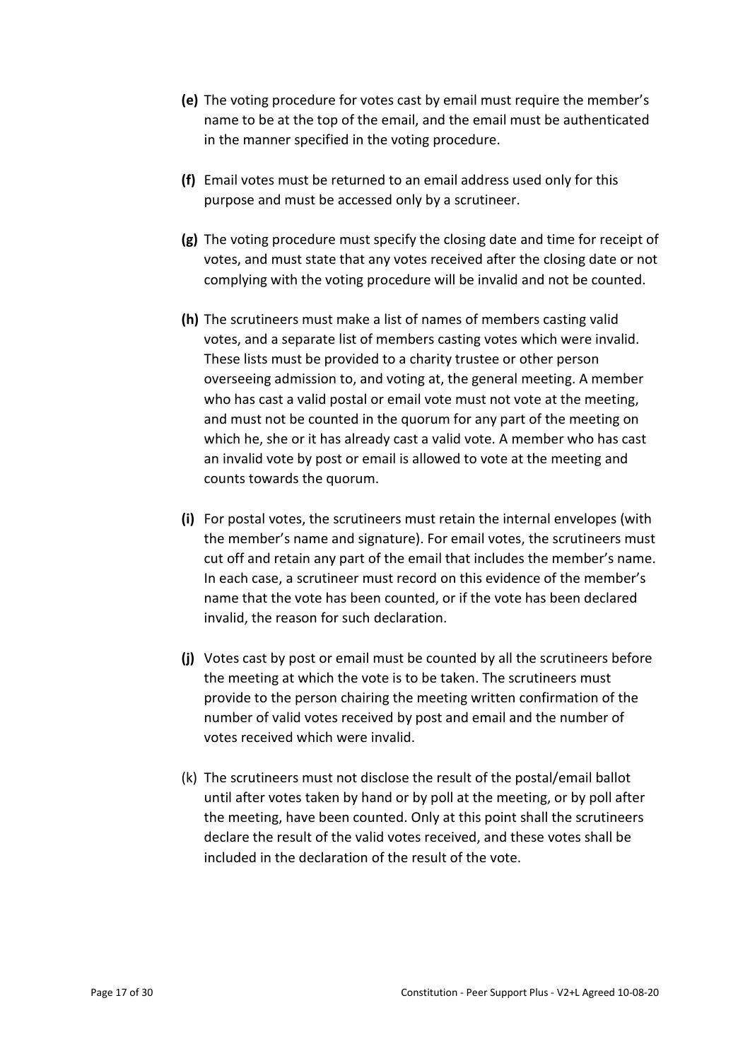**(e)** The voting procedure for votes cast by email must require the member's name to be at the top of the email, and the email must be authenticated in the manner specified in the voting procedure.

**(f)** Email votes must be returned to an email address used only for this purpose and must be accessed only by a scrutineer.

**(g)** The voting procedure must specify the closing date and time for receipt of votes, and must state that any votes received after the closing date or not complying with the voting procedure will be invalid and not be counted.

**(h)** The scrutineers must make a list of names of members casting valid votes, and a separate list of members casting votes which were invalid. These lists must be provided to a charity trustee or other person overseeing admission to, and voting at, the general meeting. A member who has cast a valid postal or email vote must not vote at the meeting, and must not be counted in the quorum for any part of the meeting on which he, she or it has already cast a valid vote. A member who has cast an invalid vote by post or email is allowed to vote at the meeting and counts towards the quorum.

**(i)** For postal votes, the scrutineers must retain the internal envelopes (with the member's name and signature). For email votes, the scrutineers must cut off and retain any part of the email that includes the member's name. In each case, a scrutineer must record on this evidence of the member's name that the vote has been counted, or if the vote has been declared invalid, the reason for such declaration.

**(j)** Votes cast by post or email must be counted by all the scrutineers before the meeting at which the vote is to be taken. The scrutineers must provide to the person chairing the meeting written confirmation of the number of valid votes received by post and email and the number of votes received which were invalid.

(k) The scrutineers must not disclose the result of the postal/email ballot until after votes taken by hand or by poll at the meeting, or by poll after the meeting, have been counted. Only at this point shall the scrutineers declare the result of the valid votes received, and these votes shall be included in the declaration of the result of the vote.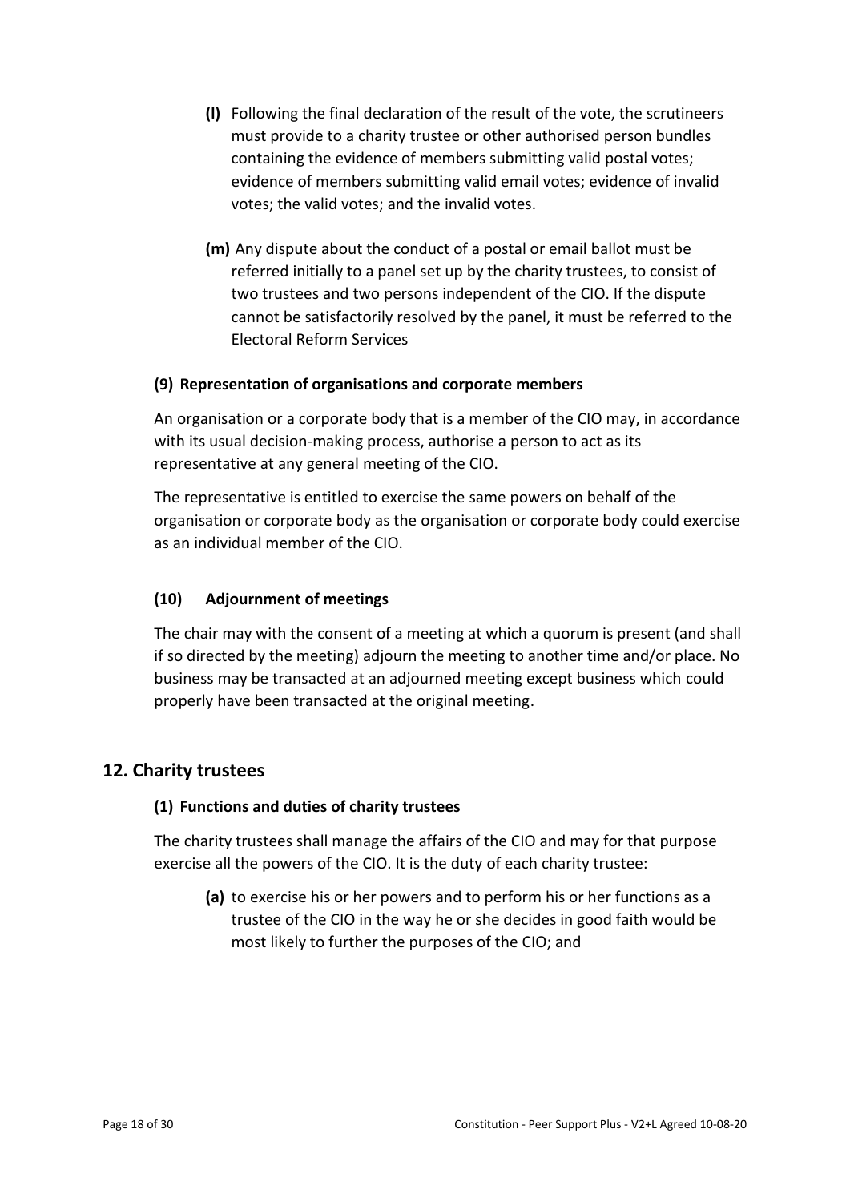**(l)** Following the final declaration of the result of the vote, the scrutineers must provide to a charity trustee or other authorised person bundles containing the evidence of members submitting valid postal votes; evidence of members submitting valid email votes; evidence of invalid votes; the valid votes; and the invalid votes.

**(m)** Any dispute about the conduct of a postal or email ballot must be referred initially to a panel set up by the charity trustees, to consist of two trustees and two persons independent of the CIO. If the dispute cannot be satisfactorily resolved by the panel, it must be referred to the Electoral Reform Services

#### (9) Representation of organisations and corporate members

An organisation or a corporate body that is a member of the CIO may, in accordance with its usual decision-making process, authorise a person to act as its representative at any general meeting of the CIO.

The representative is entitled to exercise the same powers on behalf of the organisation or corporate body as the organisation or corporate body could exercise as an individual member of the CIO.

#### (10) Adjournment of meetings

The chair may with the consent of a meeting at which a quorum is present (and shall if so directed by the meeting) adjourn the meeting to another time and/or place. No business may be transacted at an adjourned meeting except business which could properly have been transacted at the original meeting.

## 12. Charity trustees

#### (1) Functions and duties of charity trustees

The charity trustees shall manage the affairs of the CIO and may for that purpose exercise all the powers of the CIO. It is the duty of each charity trustee:

**(a)** to exercise his or her powers and to perform his or her functions as a trustee of the CIO in the way he or she decides in good faith would be most likely to further the purposes of the CIO; and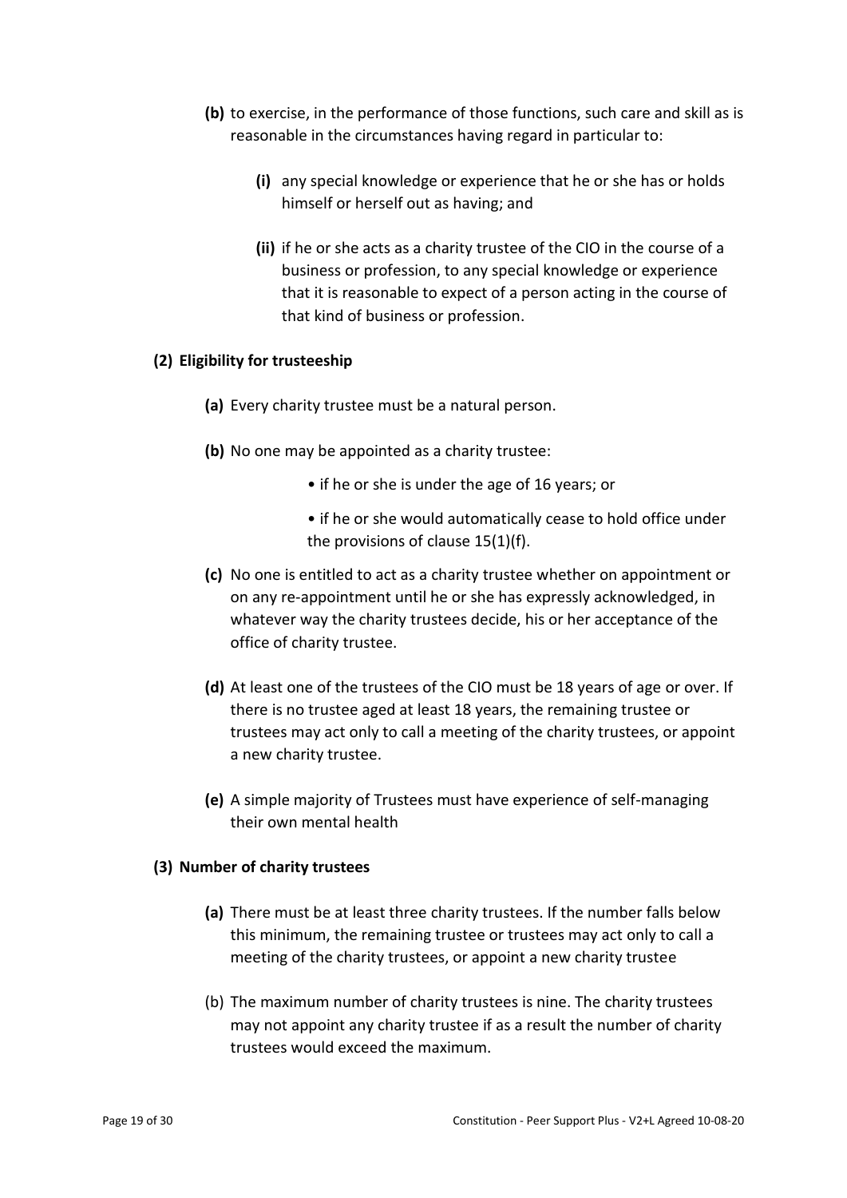**(b)** to exercise, in the performance of those functions, such care and skill as is reasonable in the circumstances having regard in particular to:

> **(i)** any special knowledge or experience that he or she has or holds himself or herself out as having; and
>
> **(ii)** if he or she acts as a charity trustee of the CIO in the course of a business or profession, to any special knowledge or experience that it is reasonable to expect of a person acting in the course of that kind of business or profession.

**(2) Eligibility for trusteeship**

**(a)** Every charity trustee must be a natural person.

**(b)** No one may be appointed as a charity trustee:

- if he or she is under the age of 16 years; or
- if he or she would automatically cease to hold office under the provisions of clause 15(1)(f).

**(c)** No one is entitled to act as a charity trustee whether on appointment or on any re-appointment until he or she has expressly acknowledged, in whatever way the charity trustees decide, his or her acceptance of the office of charity trustee.

**(d)** At least one of the trustees of the CIO must be 18 years of age or over. If there is no trustee aged at least 18 years, the remaining trustee or trustees may act only to call a meeting of the charity trustees, or appoint a new charity trustee.

**(e)** A simple majority of Trustees must have experience of self-managing their own mental health

**(3) Number of charity trustees**

**(a)** There must be at least three charity trustees. If the number falls below this minimum, the remaining trustee or trustees may act only to call a meeting of the charity trustees, or appoint a new charity trustee

(b) The maximum number of charity trustees is nine. The charity trustees may not appoint any charity trustee if as a result the number of charity trustees would exceed the maximum.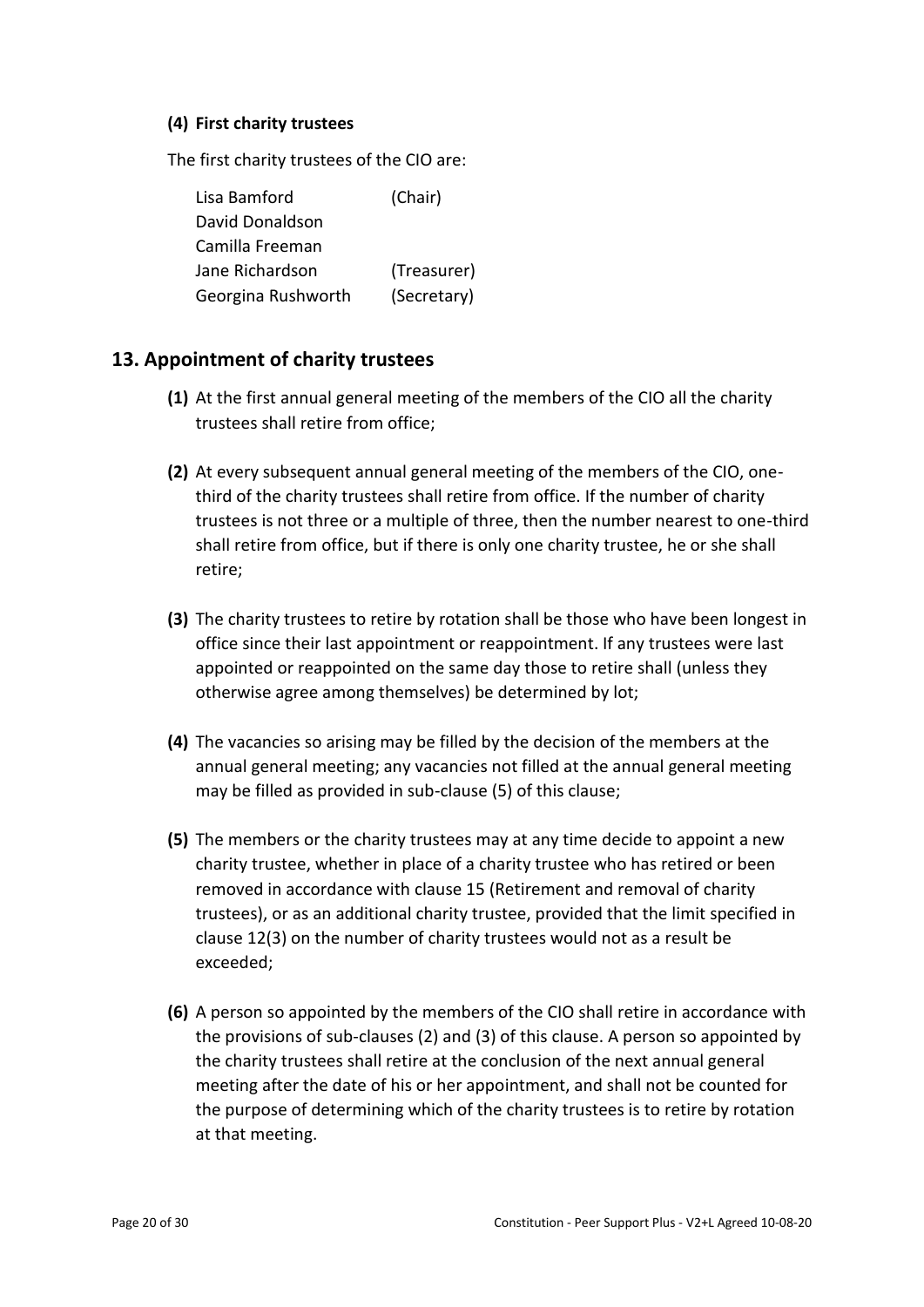**(4) First charity trustees**

The first charity trustees of the CIO are:

| | |
|---|---|
| Lisa Bamford | (Chair) |
| David Donaldson | |
| Camilla Freeman | |
| Jane Richardson | (Treasurer) |
| Georgina Rushworth | (Secretary) |

## 13. Appointment of charity trustees

**(1)** At the first annual general meeting of the members of the CIO all the charity trustees shall retire from office;

**(2)** At every subsequent annual general meeting of the members of the CIO, one-third of the charity trustees shall retire from office. If the number of charity trustees is not three or a multiple of three, then the number nearest to one-third shall retire from office, but if there is only one charity trustee, he or she shall retire;

**(3)** The charity trustees to retire by rotation shall be those who have been longest in office since their last appointment or reappointment. If any trustees were last appointed or reappointed on the same day those to retire shall (unless they otherwise agree among themselves) be determined by lot;

**(4)** The vacancies so arising may be filled by the decision of the members at the annual general meeting; any vacancies not filled at the annual general meeting may be filled as provided in sub-clause (5) of this clause;

**(5)** The members or the charity trustees may at any time decide to appoint a new charity trustee, whether in place of a charity trustee who has retired or been removed in accordance with clause 15 (Retirement and removal of charity trustees), or as an additional charity trustee, provided that the limit specified in clause 12(3) on the number of charity trustees would not as a result be exceeded;

**(6)** A person so appointed by the members of the CIO shall retire in accordance with the provisions of sub-clauses (2) and (3) of this clause. A person so appointed by the charity trustees shall retire at the conclusion of the next annual general meeting after the date of his or her appointment, and shall not be counted for the purpose of determining which of the charity trustees is to retire by rotation at that meeting.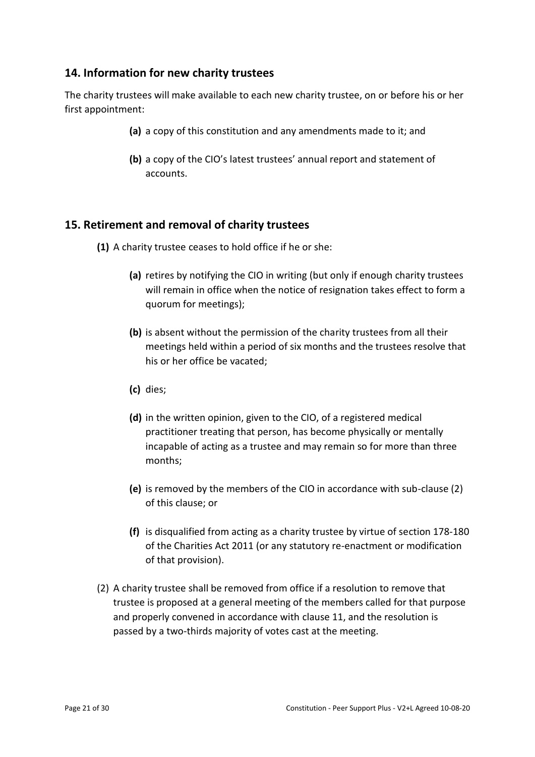## 14. Information for new charity trustees

The charity trustees will make available to each new charity trustee, on or before his or her first appointment:

- **(a)** a copy of this constitution and any amendments made to it; and
- **(b)** a copy of the CIO's latest trustees' annual report and statement of accounts.

## 15. Retirement and removal of charity trustees

**(1)** A charity trustee ceases to hold office if he or she:

- **(a)** retires by notifying the CIO in writing (but only if enough charity trustees will remain in office when the notice of resignation takes effect to form a quorum for meetings);
- **(b)** is absent without the permission of the charity trustees from all their meetings held within a period of six months and the trustees resolve that his or her office be vacated;
- **(c)** dies;
- **(d)** in the written opinion, given to the CIO, of a registered medical practitioner treating that person, has become physically or mentally incapable of acting as a trustee and may remain so for more than three months;
- **(e)** is removed by the members of the CIO in accordance with sub-clause (2) of this clause; or
- **(f)** is disqualified from acting as a charity trustee by virtue of section 178-180 of the Charities Act 2011 (or any statutory re-enactment or modification of that provision).

(2) A charity trustee shall be removed from office if a resolution to remove that trustee is proposed at a general meeting of the members called for that purpose and properly convened in accordance with clause 11, and the resolution is passed by a two-thirds majority of votes cast at the meeting.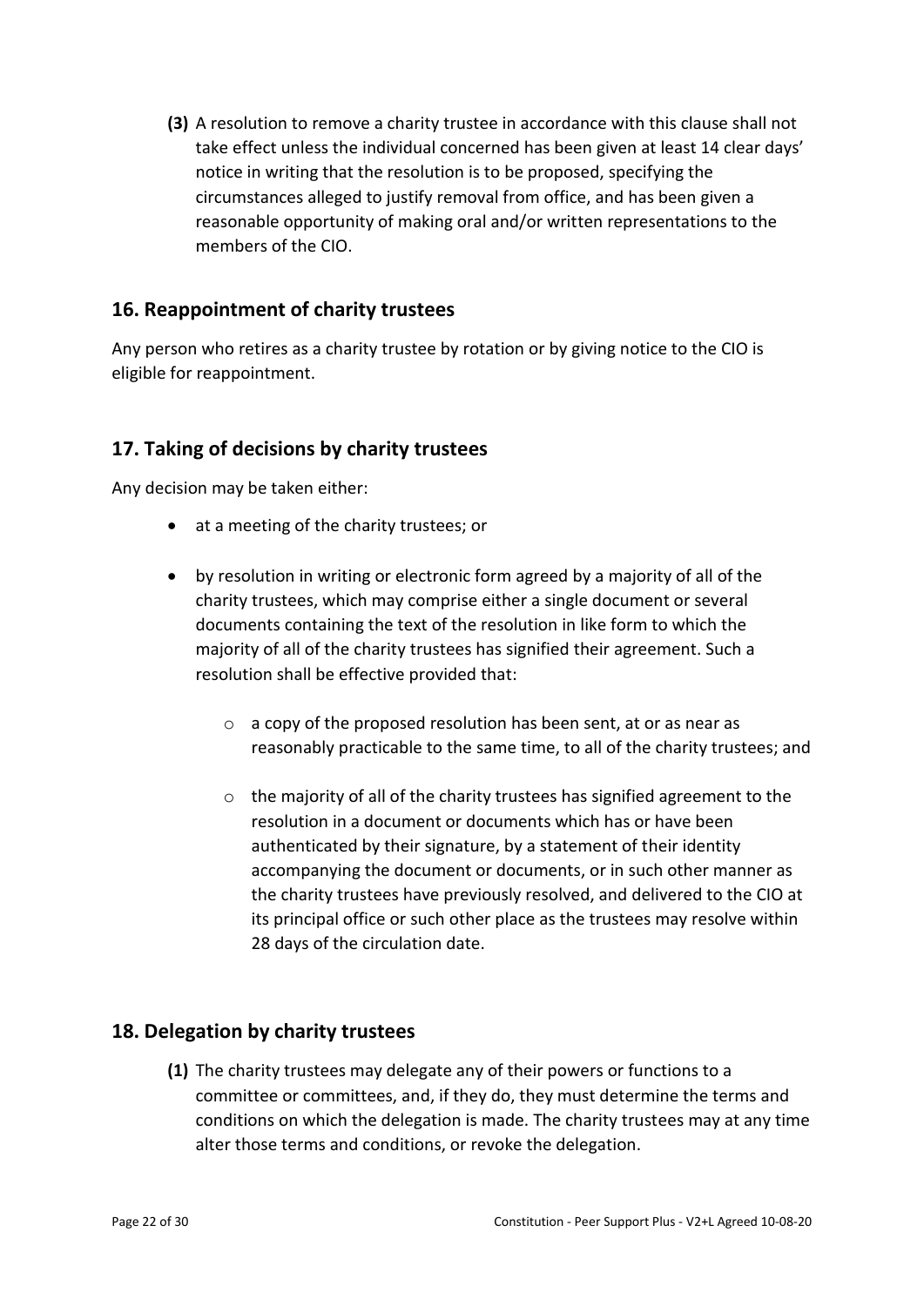**(3)** A resolution to remove a charity trustee in accordance with this clause shall not take effect unless the individual concerned has been given at least 14 clear days' notice in writing that the resolution is to be proposed, specifying the circumstances alleged to justify removal from office, and has been given a reasonable opportunity of making oral and/or written representations to the members of the CIO.

## 16. Reappointment of charity trustees

Any person who retires as a charity trustee by rotation or by giving notice to the CIO is eligible for reappointment.

## 17. Taking of decisions by charity trustees

Any decision may be taken either:

- at a meeting of the charity trustees; or
- by resolution in writing or electronic form agreed by a majority of all of the charity trustees, which may comprise either a single document or several documents containing the text of the resolution in like form to which the majority of all of the charity trustees has signified their agreement. Such a resolution shall be effective provided that:
    - a copy of the proposed resolution has been sent, at or as near as reasonably practicable to the same time, to all of the charity trustees; and
    - the majority of all of the charity trustees has signified agreement to the resolution in a document or documents which has or have been authenticated by their signature, by a statement of their identity accompanying the document or documents, or in such other manner as the charity trustees have previously resolved, and delivered to the CIO at its principal office or such other place as the trustees may resolve within 28 days of the circulation date.

## 18. Delegation by charity trustees

**(1)** The charity trustees may delegate any of their powers or functions to a committee or committees, and, if they do, they must determine the terms and conditions on which the delegation is made. The charity trustees may at any time alter those terms and conditions, or revoke the delegation.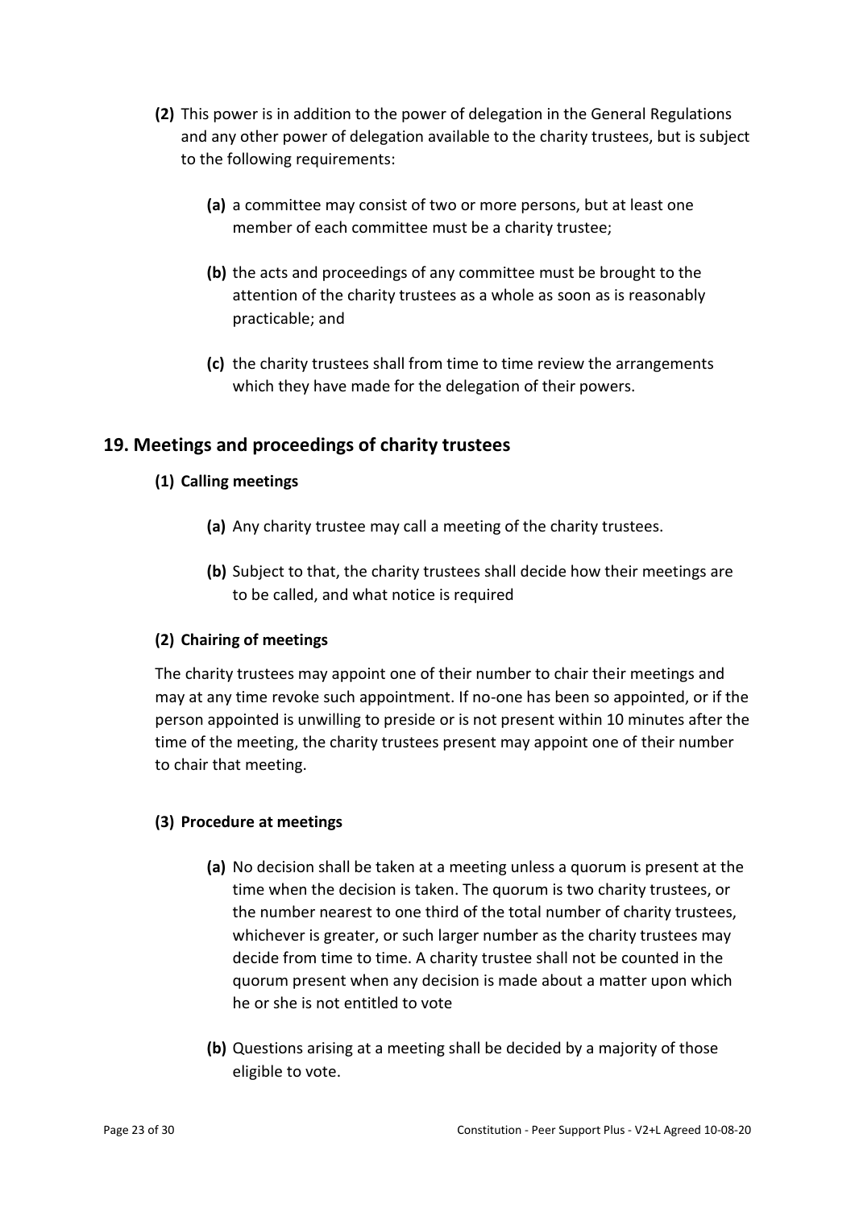**(2)** This power is in addition to the power of delegation in the General Regulations and any other power of delegation available to the charity trustees, but is subject to the following requirements:

   **(a)** a committee may consist of two or more persons, but at least one member of each committee must be a charity trustee;

   **(b)** the acts and proceedings of any committee must be brought to the attention of the charity trustees as a whole as soon as is reasonably practicable; and

   **(c)** the charity trustees shall from time to time review the arrangements which they have made for the delegation of their powers.

## 19. Meetings and proceedings of charity trustees

### (1) Calling meetings

   **(a)** Any charity trustee may call a meeting of the charity trustees.

   **(b)** Subject to that, the charity trustees shall decide how their meetings are to be called, and what notice is required

### (2) Chairing of meetings

The charity trustees may appoint one of their number to chair their meetings and may at any time revoke such appointment. If no-one has been so appointed, or if the person appointed is unwilling to preside or is not present within 10 minutes after the time of the meeting, the charity trustees present may appoint one of their number to chair that meeting.

### (3) Procedure at meetings

   **(a)** No decision shall be taken at a meeting unless a quorum is present at the time when the decision is taken. The quorum is two charity trustees, or the number nearest to one third of the total number of charity trustees, whichever is greater, or such larger number as the charity trustees may decide from time to time. A charity trustee shall not be counted in the quorum present when any decision is made about a matter upon which he or she is not entitled to vote

   **(b)** Questions arising at a meeting shall be decided by a majority of those eligible to vote.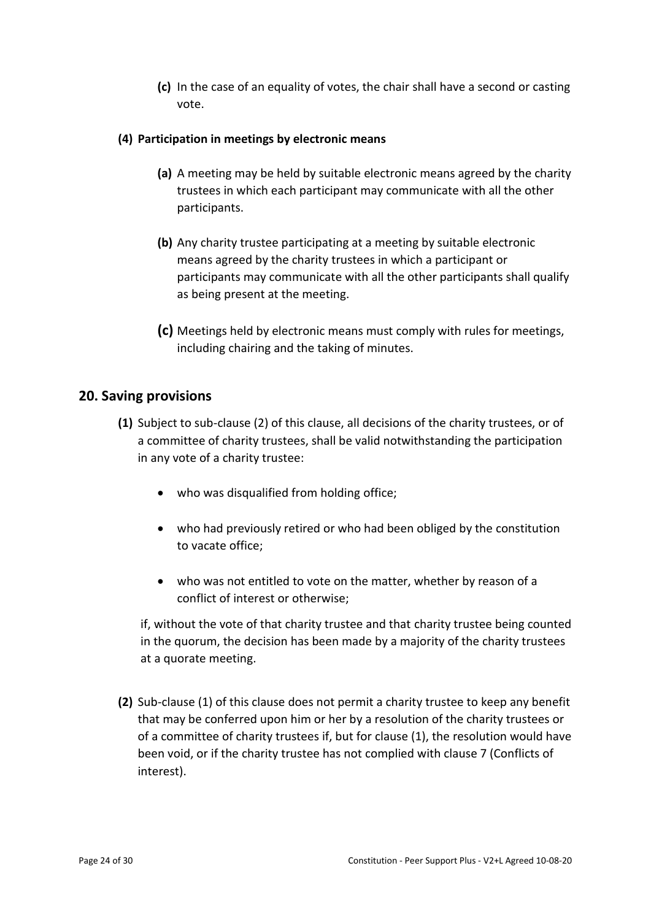**(c)** In the case of an equality of votes, the chair shall have a second or casting vote.

**(4) Participation in meetings by electronic means**

**(a)** A meeting may be held by suitable electronic means agreed by the charity trustees in which each participant may communicate with all the other participants.

**(b)** Any charity trustee participating at a meeting by suitable electronic means agreed by the charity trustees in which a participant or participants may communicate with all the other participants shall qualify as being present at the meeting.

**(c)** Meetings held by electronic means must comply with rules for meetings, including chairing and the taking of minutes.

## 20. Saving provisions

**(1)** Subject to sub-clause (2) of this clause, all decisions of the charity trustees, or of a committee of charity trustees, shall be valid notwithstanding the participation in any vote of a charity trustee:

- who was disqualified from holding office;
- who had previously retired or who had been obliged by the constitution to vacate office;
- who was not entitled to vote on the matter, whether by reason of a conflict of interest or otherwise;

if, without the vote of that charity trustee and that charity trustee being counted in the quorum, the decision has been made by a majority of the charity trustees at a quorate meeting.

**(2)** Sub-clause (1) of this clause does not permit a charity trustee to keep any benefit that may be conferred upon him or her by a resolution of the charity trustees or of a committee of charity trustees if, but for clause (1), the resolution would have been void, or if the charity trustee has not complied with clause 7 (Conflicts of interest).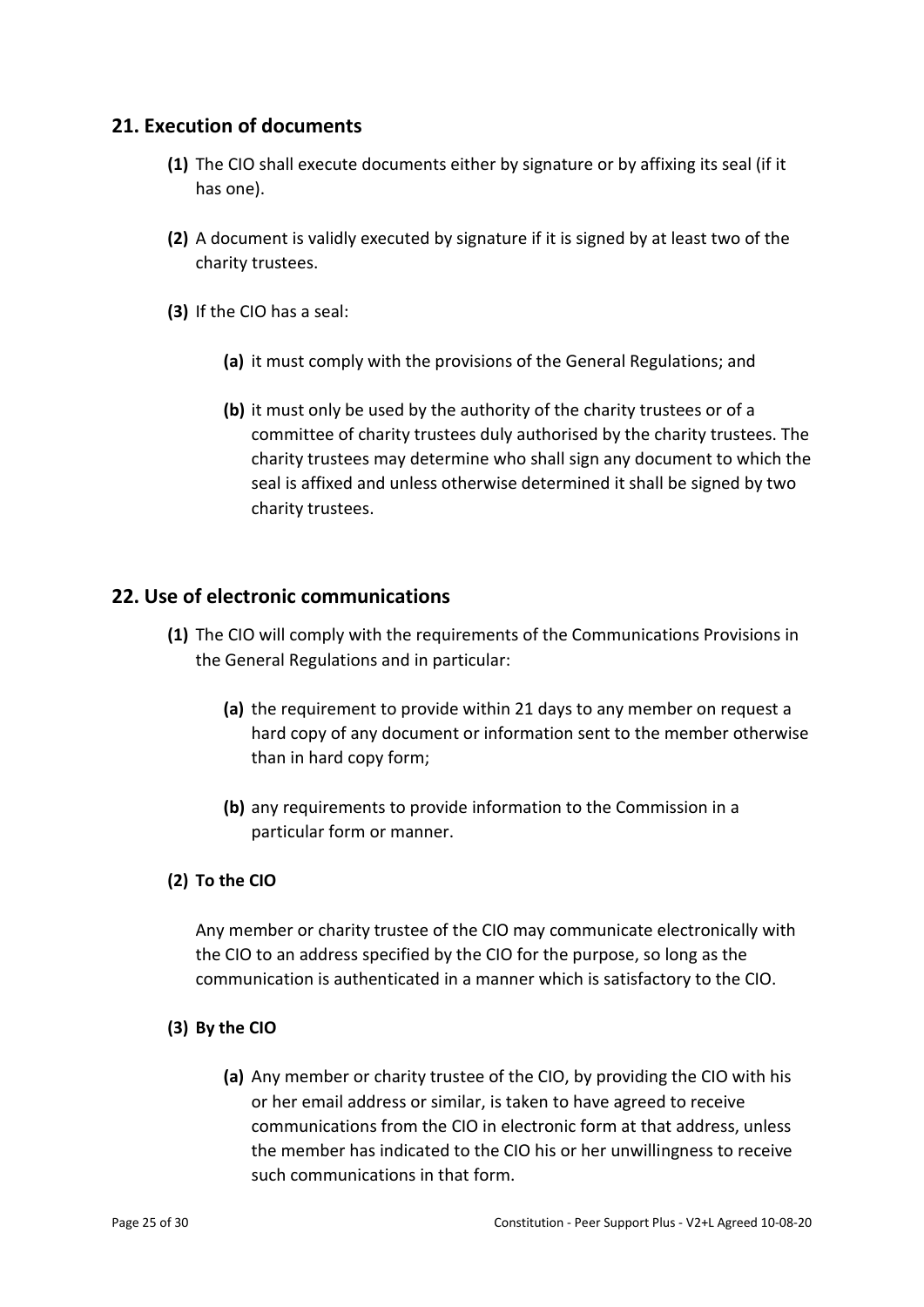## 21. Execution of documents

**(1)** The CIO shall execute documents either by signature or by affixing its seal (if it has one).

**(2)** A document is validly executed by signature if it is signed by at least two of the charity trustees.

**(3)** If the CIO has a seal:

- **(a)** it must comply with the provisions of the General Regulations; and

- **(b)** it must only be used by the authority of the charity trustees or of a committee of charity trustees duly authorised by the charity trustees. The charity trustees may determine who shall sign any document to which the seal is affixed and unless otherwise determined it shall be signed by two charity trustees.

## 22. Use of electronic communications

**(1)** The CIO will comply with the requirements of the Communications Provisions in the General Regulations and in particular:

- **(a)** the requirement to provide within 21 days to any member on request a hard copy of any document or information sent to the member otherwise than in hard copy form;

- **(b)** any requirements to provide information to the Commission in a particular form or manner.

**(2) To the CIO**

Any member or charity trustee of the CIO may communicate electronically with the CIO to an address specified by the CIO for the purpose, so long as the communication is authenticated in a manner which is satisfactory to the CIO.

**(3) By the CIO**

- **(a)** Any member or charity trustee of the CIO, by providing the CIO with his or her email address or similar, is taken to have agreed to receive communications from the CIO in electronic form at that address, unless the member has indicated to the CIO his or her unwillingness to receive such communications in that form.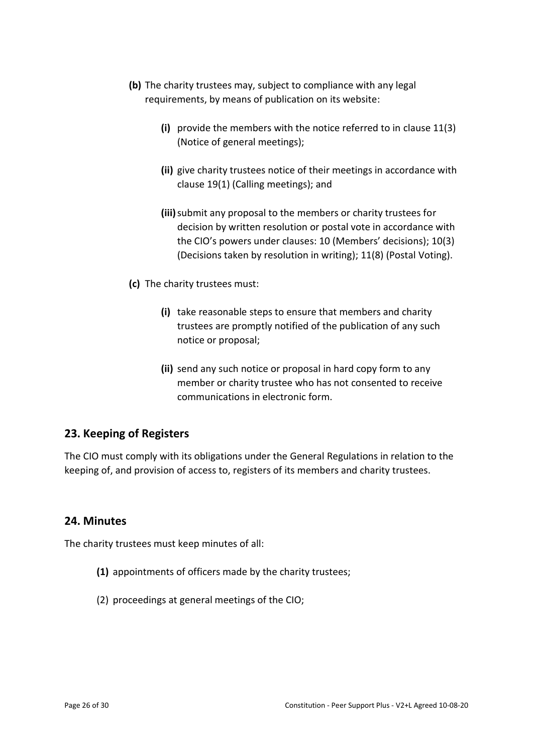- **(b)** The charity trustees may, subject to compliance with any legal requirements, by means of publication on its website:

    - **(i)** provide the members with the notice referred to in clause 11(3) (Notice of general meetings);

    - **(ii)** give charity trustees notice of their meetings in accordance with clause 19(1) (Calling meetings); and

    - **(iii)** submit any proposal to the members or charity trustees for decision by written resolution or postal vote in accordance with the CIO's powers under clauses: 10 (Members' decisions); 10(3) (Decisions taken by resolution in writing); 11(8) (Postal Voting).

- **(c)** The charity trustees must:

    - **(i)** take reasonable steps to ensure that members and charity trustees are promptly notified of the publication of any such notice or proposal;

    - **(ii)** send any such notice or proposal in hard copy form to any member or charity trustee who has not consented to receive communications in electronic form.

## 23. Keeping of Registers

The CIO must comply with its obligations under the General Regulations in relation to the keeping of, and provision of access to, registers of its members and charity trustees.

## 24. Minutes

The charity trustees must keep minutes of all:

- **(1)** appointments of officers made by the charity trustees;

- (2) proceedings at general meetings of the CIO;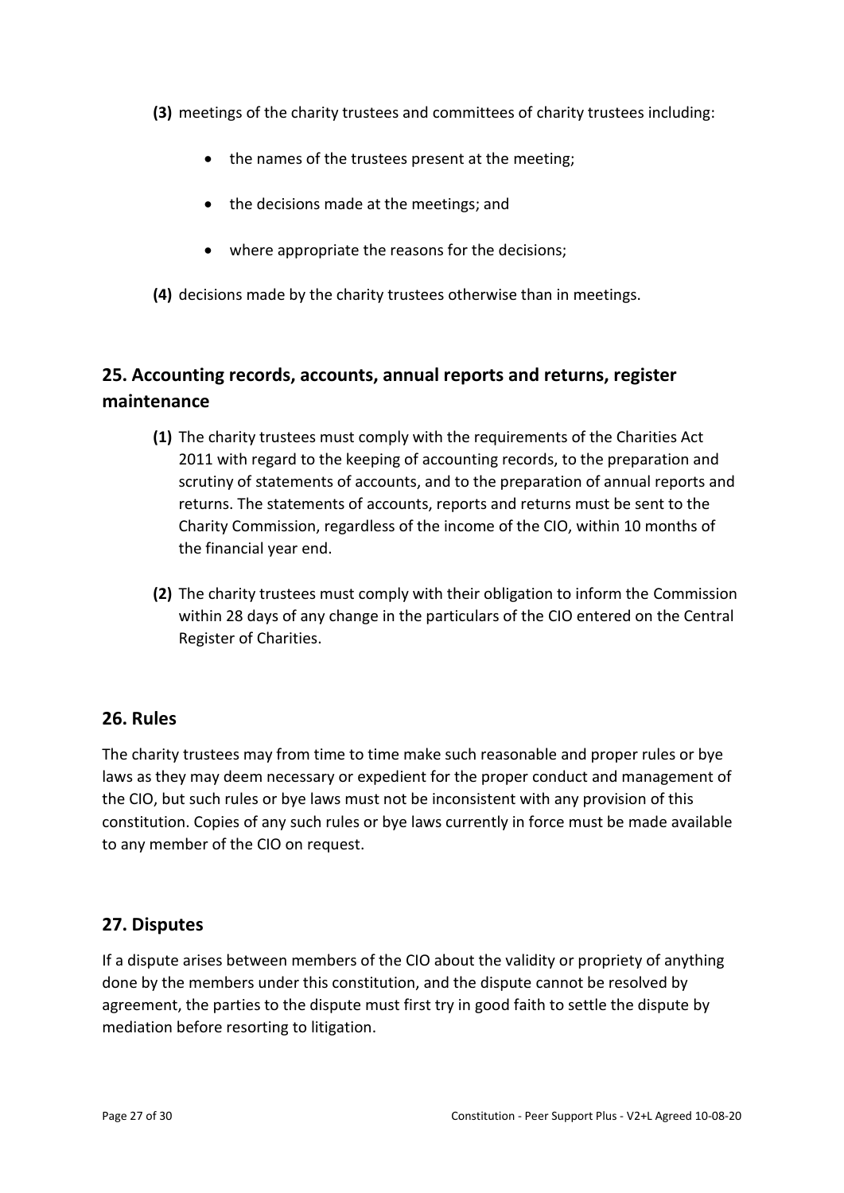**(3)** meetings of the charity trustees and committees of charity trustees including:

- the names of the trustees present at the meeting;
- the decisions made at the meetings; and
- where appropriate the reasons for the decisions;

**(4)** decisions made by the charity trustees otherwise than in meetings.

## 25. Accounting records, accounts, annual reports and returns, register maintenance

**(1)** The charity trustees must comply with the requirements of the Charities Act 2011 with regard to the keeping of accounting records, to the preparation and scrutiny of statements of accounts, and to the preparation of annual reports and returns. The statements of accounts, reports and returns must be sent to the Charity Commission, regardless of the income of the CIO, within 10 months of the financial year end.

**(2)** The charity trustees must comply with their obligation to inform the Commission within 28 days of any change in the particulars of the CIO entered on the Central Register of Charities.

## 26. Rules

The charity trustees may from time to time make such reasonable and proper rules or bye laws as they may deem necessary or expedient for the proper conduct and management of the CIO, but such rules or bye laws must not be inconsistent with any provision of this constitution. Copies of any such rules or bye laws currently in force must be made available to any member of the CIO on request.

## 27. Disputes

If a dispute arises between members of the CIO about the validity or propriety of anything done by the members under this constitution, and the dispute cannot be resolved by agreement, the parties to the dispute must first try in good faith to settle the dispute by mediation before resorting to litigation.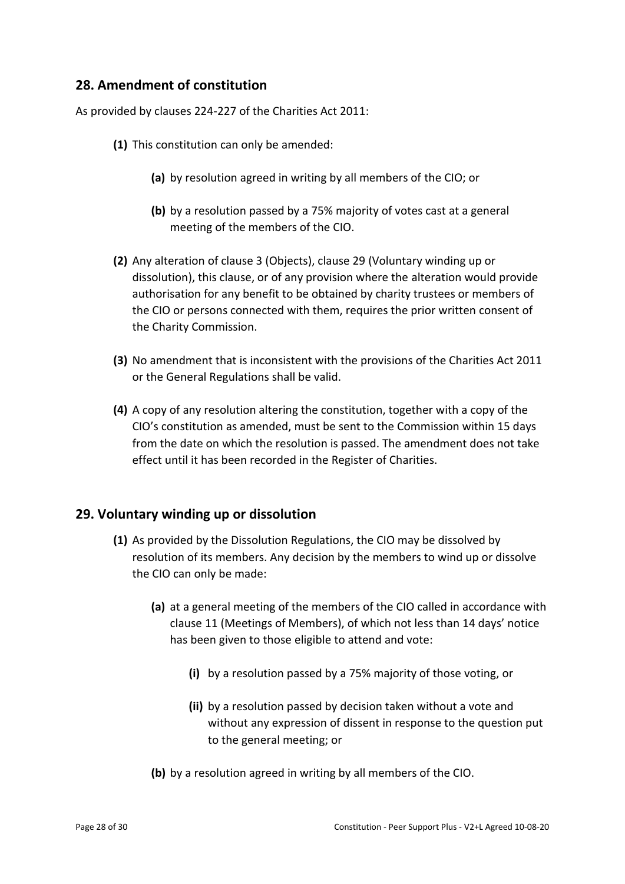## 28. Amendment of constitution

As provided by clauses 224-227 of the Charities Act 2011:

**(1)** This constitution can only be amended:

**(a)** by resolution agreed in writing by all members of the CIO; or

**(b)** by a resolution passed by a 75% majority of votes cast at a general meeting of the members of the CIO.

**(2)** Any alteration of clause 3 (Objects), clause 29 (Voluntary winding up or dissolution), this clause, or of any provision where the alteration would provide authorisation for any benefit to be obtained by charity trustees or members of the CIO or persons connected with them, requires the prior written consent of the Charity Commission.

**(3)** No amendment that is inconsistent with the provisions of the Charities Act 2011 or the General Regulations shall be valid.

**(4)** A copy of any resolution altering the constitution, together with a copy of the CIO's constitution as amended, must be sent to the Commission within 15 days from the date on which the resolution is passed. The amendment does not take effect until it has been recorded in the Register of Charities.

## 29. Voluntary winding up or dissolution

**(1)** As provided by the Dissolution Regulations, the CIO may be dissolved by resolution of its members. Any decision by the members to wind up or dissolve the CIO can only be made:

**(a)** at a general meeting of the members of the CIO called in accordance with clause 11 (Meetings of Members), of which not less than 14 days' notice has been given to those eligible to attend and vote:

**(i)** by a resolution passed by a 75% majority of those voting, or

**(ii)** by a resolution passed by decision taken without a vote and without any expression of dissent in response to the question put to the general meeting; or

**(b)** by a resolution agreed in writing by all members of the CIO.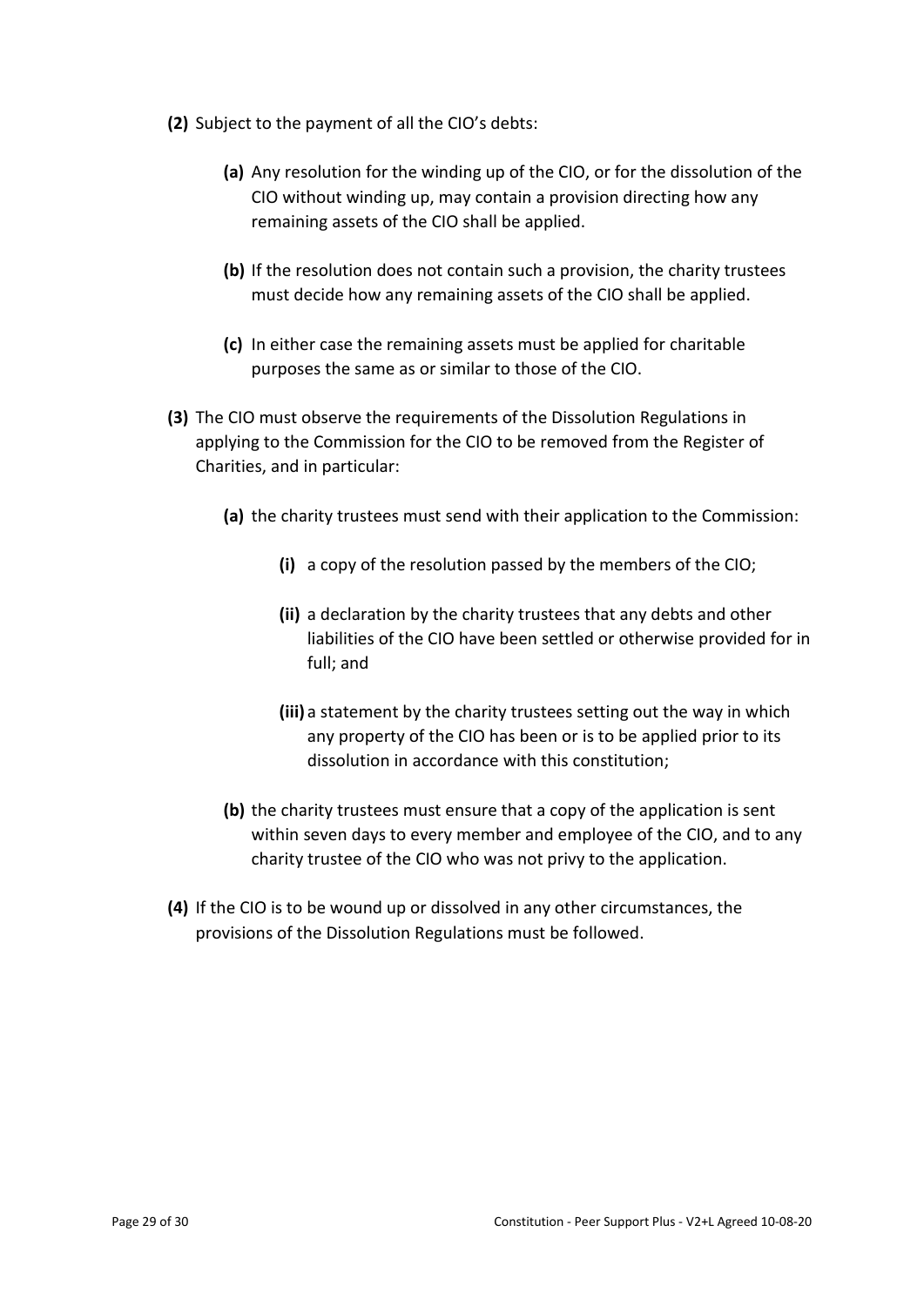**(2)** Subject to the payment of all the CIO's debts:

- **(a)** Any resolution for the winding up of the CIO, or for the dissolution of the CIO without winding up, may contain a provision directing how any remaining assets of the CIO shall be applied.

- **(b)** If the resolution does not contain such a provision, the charity trustees must decide how any remaining assets of the CIO shall be applied.

- **(c)** In either case the remaining assets must be applied for charitable purposes the same as or similar to those of the CIO.

**(3)** The CIO must observe the requirements of the Dissolution Regulations in applying to the Commission for the CIO to be removed from the Register of Charities, and in particular:

- **(a)** the charity trustees must send with their application to the Commission:

  - **(i)** a copy of the resolution passed by the members of the CIO;

  - **(ii)** a declaration by the charity trustees that any debts and other liabilities of the CIO have been settled or otherwise provided for in full; and

  - **(iii)** a statement by the charity trustees setting out the way in which any property of the CIO has been or is to be applied prior to its dissolution in accordance with this constitution;

- **(b)** the charity trustees must ensure that a copy of the application is sent within seven days to every member and employee of the CIO, and to any charity trustee of the CIO who was not privy to the application.

**(4)** If the CIO is to be wound up or dissolved in any other circumstances, the provisions of the Dissolution Regulations must be followed.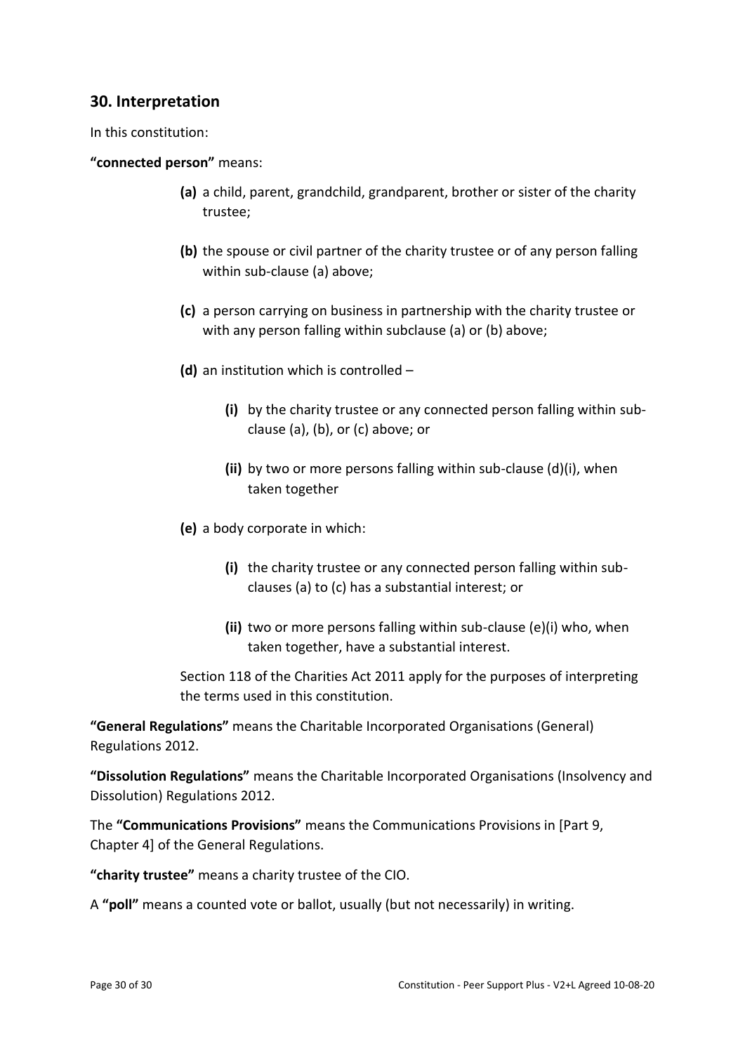## 30. Interpretation

In this constitution:

**"connected person"** means:

- **(a)** a child, parent, grandchild, grandparent, brother or sister of the charity trustee;
- **(b)** the spouse or civil partner of the charity trustee or of any person falling within sub-clause (a) above;
- **(c)** a person carrying on business in partnership with the charity trustee or with any person falling within subclause (a) or (b) above;
- **(d)** an institution which is controlled –
  - **(i)** by the charity trustee or any connected person falling within sub-clause (a), (b), or (c) above; or
  - **(ii)** by two or more persons falling within sub-clause (d)(i), when taken together
- **(e)** a body corporate in which:
  - **(i)** the charity trustee or any connected person falling within sub-clauses (a) to (c) has a substantial interest; or
  - **(ii)** two or more persons falling within sub-clause (e)(i) who, when taken together, have a substantial interest.

Section 118 of the Charities Act 2011 apply for the purposes of interpreting the terms used in this constitution.

**"General Regulations"** means the Charitable Incorporated Organisations (General) Regulations 2012.

**"Dissolution Regulations"** means the Charitable Incorporated Organisations (Insolvency and Dissolution) Regulations 2012.

The **"Communications Provisions"** means the Communications Provisions in [Part 9, Chapter 4] of the General Regulations.

**"charity trustee"** means a charity trustee of the CIO.

A **"poll"** means a counted vote or ballot, usually (but not necessarily) in writing.